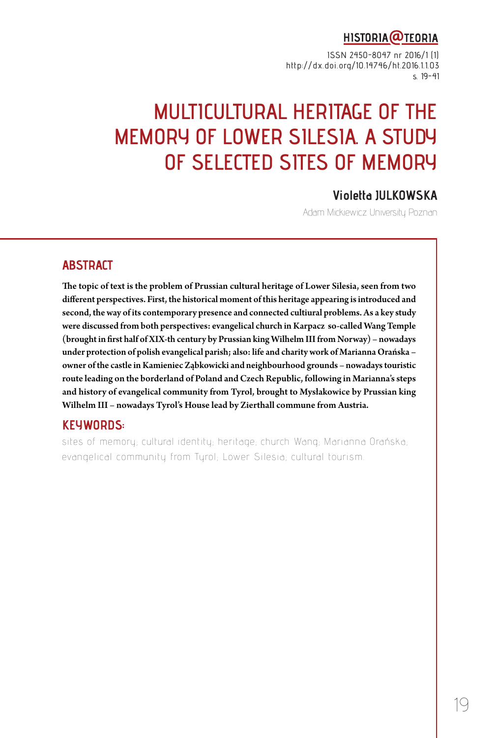HISTORIA@TEORIA

ISSN 2450-8047 nr 2016/1 (1)
http://dx.doi.org/10.14746/ht.2016.1.1.03
s. 19–41

# MULTICULTURAL HERITAGE OF THE MEMORY OF LOWER SILESIA. A STUDY OF SELECTED SITES OF MEMORY

**Violetta JULKOWSKA**

Adam Mickiewicz University Poznan

## ABSTRACT

**The topic of text is the problem of Prussian cultural heritage of Lower Silesia, seen from two different perspectives. First, the historical moment of this heritage appearing is introduced and second, the way of its contemporary presence and connected cultiural problems. As a key study were discussed from both perspectives: evangelical church in Karpacz so-called Wang Temple (brought in first half of XIX-th century by Prussian king Wilhelm III from Norway) – nowadays under protection of polish evangelical parish; also: life and charity work of Marianna Orańska – owner of the castle in Kamieniec Ząbkowicki and neighbourhood grounds – nowadays touristic route leading on the borderland of Poland and Czech Republic, following in Marianna's steps and history of evangelical community from Tyrol, brought to Mysłakowice by Prussian king Wilhelm III – nowadays Tyrol's House lead by Zierthall commune from Austria.**

## KEYWORDS:

sites of memory; cultural identity; heritage; church Wang; Marianna Orańska; evangelical community from Tyrol; Lower Silesia; cultural tourism.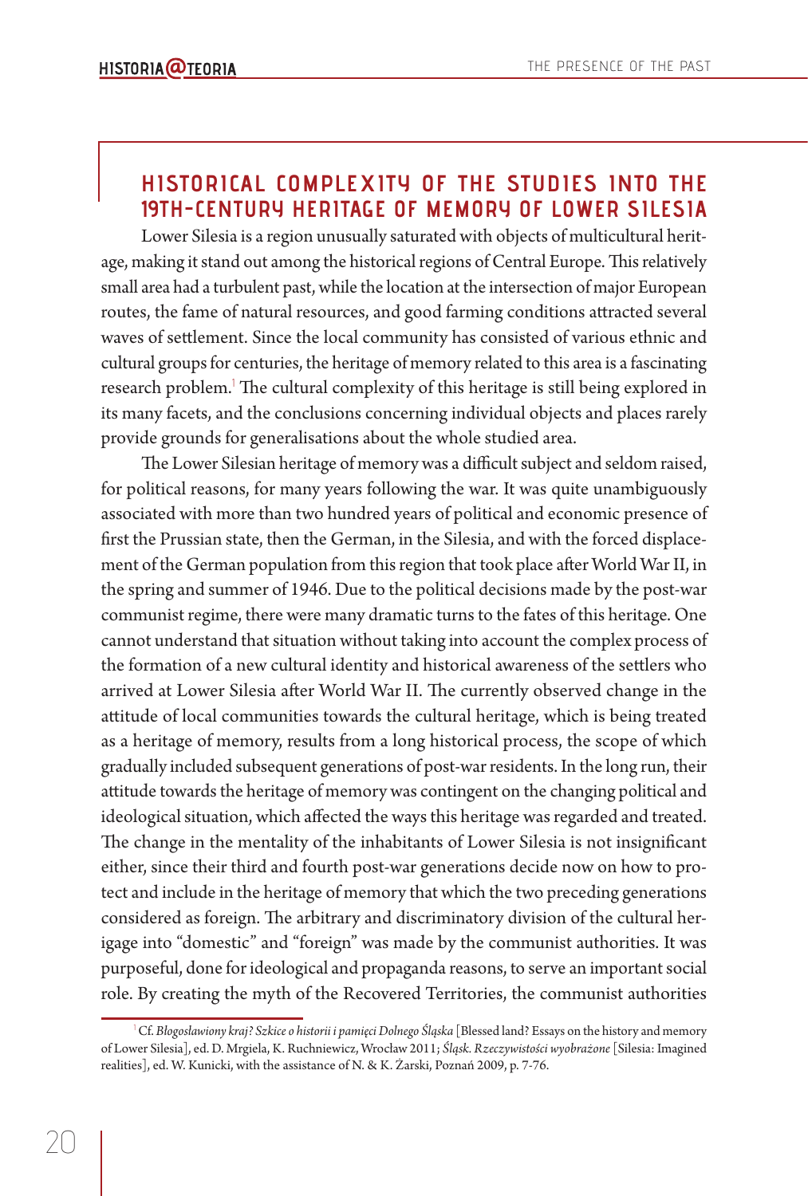## Historical complexity of the studies into the 19th-century heritage of memory of Lower Silesia

Lower Silesia is a region unusually saturated with objects of multicultural heritage, making it stand out among the historical regions of Central Europe. This relatively small area had a turbulent past, while the location at the intersection of major European routes, the fame of natural resources, and good farming conditions attracted several waves of settlement. Since the local community has consisted of various ethnic and cultural groups for centuries, the heritage of memory related to this area is a fascinating research problem.[1] The cultural complexity of this heritage is still being explored in its many facets, and the conclusions concerning individual objects and places rarely provide grounds for generalisations about the whole studied area.

The Lower Silesian heritage of memory was a difficult subject and seldom raised, for political reasons, for many years following the war. It was quite unambiguously associated with more than two hundred years of political and economic presence of first the Prussian state, then the German, in the Silesia, and with the forced displacement of the German population from this region that took place after World War II, in the spring and summer of 1946. Due to the political decisions made by the post-war communist regime, there were many dramatic turns to the fates of this heritage. One cannot understand that situation without taking into account the complex process of the formation of a new cultural identity and historical awareness of the settlers who arrived at Lower Silesia after World War II. The currently observed change in the attitude of local communities towards the cultural heritage, which is being treated as a heritage of memory, results from a long historical process, the scope of which gradually included subsequent generations of post-war residents. In the long run, their attitude towards the heritage of memory was contingent on the changing political and ideological situation, which affected the ways this heritage was regarded and treated. The change in the mentality of the inhabitants of Lower Silesia is not insignificant either, since their third and fourth post-war generations decide now on how to protect and include in the heritage of memory that which the two preceding generations considered as foreign. The arbitrary and discriminatory division of the cultural herigage into "domestic" and "foreign" was made by the communist authorities. It was purposeful, done for ideological and propaganda reasons, to serve an important social role. By creating the myth of the Recovered Territories, the communist authorities

[1] Cf. *Błogosławiony kraj? Szkice o historii i pamięci Dolnego Śląska* [Blessed land? Essays on the history and memory of Lower Silesia], ed. D. Mrgiela, K. Ruchniewicz, Wrocław 2011; *Śląsk. Rzeczywistości wyobrażone* [Silesia: Imagined realities], ed. W. Kunicki, with the assistance of N. & K. Żarski, Poznań 2009, p. 7-76.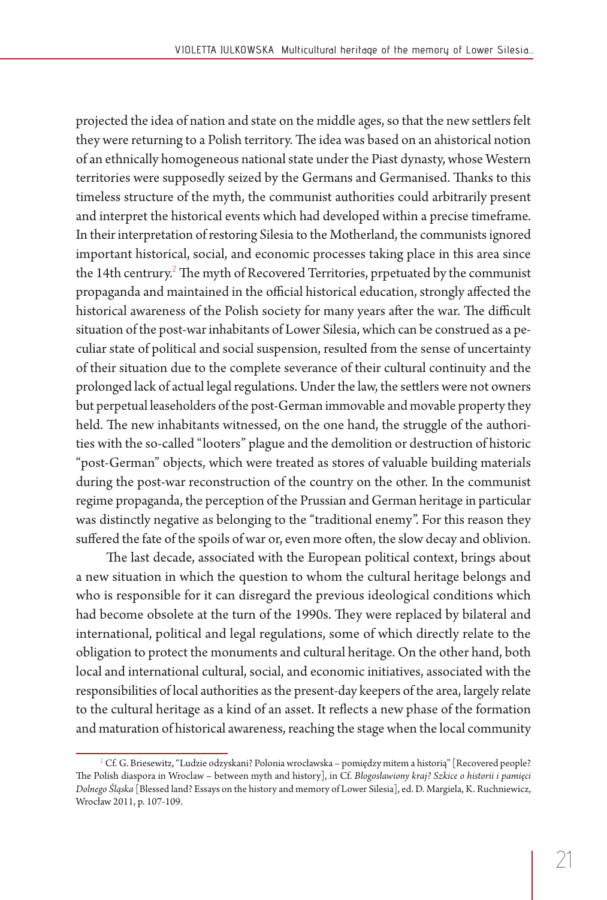projected the idea of nation and state on the middle ages, so that the new settlers felt they were returning to a Polish territory. The idea was based on an ahistorical notion of an ethnically homogeneous national state under the Piast dynasty, whose Western territories were supposedly seized by the Germans and Germanised. Thanks to this timeless structure of the myth, the communist authorities could arbitrarily present and interpret the historical events which had developed within a precise timeframe. In their interpretation of restoring Silesia to the Motherland, the communists ignored important historical, social, and economic processes taking place in this area since the 14th centrury.[2] The myth of Recovered Territories, prpetuated by the communist propaganda and maintained in the official historical education, strongly affected the historical awareness of the Polish society for many years after the war. The difficult situation of the post-war inhabitants of Lower Silesia, which can be construed as a peculiar state of political and social suspension, resulted from the sense of uncertainty of their situation due to the complete severance of their cultural continuity and the prolonged lack of actual legal regulations. Under the law, the settlers were not owners but perpetual leaseholders of the post-German immovable and movable property they held. The new inhabitants witnessed, on the one hand, the struggle of the authorities with the so-called "looters" plague and the demolition or destruction of historic "post-German" objects, which were treated as stores of valuable building materials during the post-war reconstruction of the country on the other. In the communist regime propaganda, the perception of the Prussian and German heritage in particular was distinctly negative as belonging to the "traditional enemy". For this reason they suffered the fate of the spoils of war or, even more often, the slow decay and oblivion.

The last decade, associated with the European political context, brings about a new situation in which the question to whom the cultural heritage belongs and who is responsible for it can disregard the previous ideological conditions which had become obsolete at the turn of the 1990s. They were replaced by bilateral and international, political and legal regulations, some of which directly relate to the obligation to protect the monuments and cultural heritage. On the other hand, both local and international cultural, social, and economic initiatives, associated with the responsibilities of local authorities as the present-day keepers of the area, largely relate to the cultural heritage as a kind of an asset. It reflects a new phase of the formation and maturation of historical awareness, reaching the stage when the local community

---

[2] Cf. G. Briesewitz, "Ludzie odzyskani? Polonia wrocławska – pomiędzy mitem a historią" [Recovered people? The Polish diaspora in Wroclaw – between myth and history], in Cf. *Błogosławiony kraj? Szkice o historii i pamięci Dolnego Śląska* [Blessed land? Essays on the history and memory of Lower Silesia], ed. D. Margiela, K. Ruchniewicz, Wrocław 2011, p. 107-109.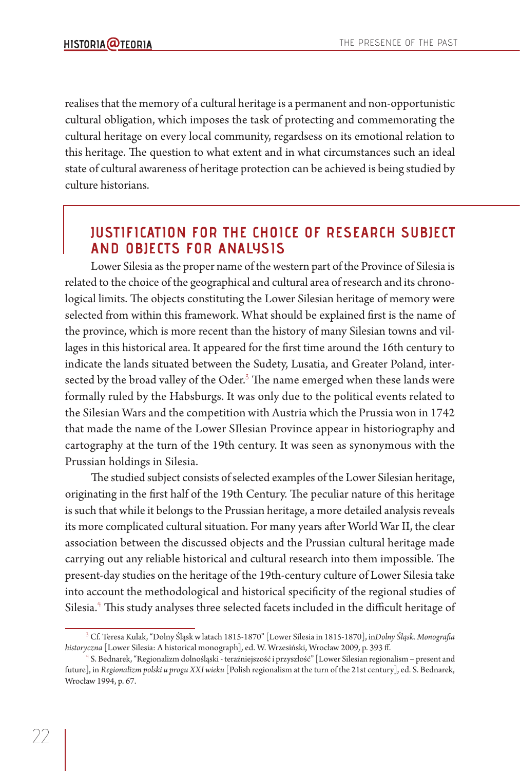realises that the memory of a cultural heritage is a permanent and non-opportunistic cultural obligation, which imposes the task of protecting and commemorating the cultural heritage on every local community, regardsess on its emotional relation to this heritage. The question to what extent and in what circumstances such an ideal state of cultural awareness of heritage protection can be achieved is being studied by culture historians.

## JUSTIFICATION FOR THE CHOICE OF RESEARCH SUBJECT AND OBJECTS FOR ANALYSIS

Lower Silesia as the proper name of the western part of the Province of Silesia is related to the choice of the geographical and cultural area of research and its chronological limits. The objects constituting the Lower Silesian heritage of memory were selected from within this framework. What should be explained first is the name of the province, which is more recent than the history of many Silesian towns and villages in this historical area. It appeared for the first time around the 16th century to indicate the lands situated between the Sudety, Lusatia, and Greater Poland, intersected by the broad valley of the Oder.[3] The name emerged when these lands were formally ruled by the Habsburgs. It was only due to the political events related to the Silesian Wars and the competition with Austria which the Prussia won in 1742 that made the name of the Lower SIlesian Province appear in historiography and cartography at the turn of the 19th century. It was seen as synonymous with the Prussian holdings in Silesia.

The studied subject consists of selected examples of the Lower Silesian heritage, originating in the first half of the 19th Century. The peculiar nature of this heritage is such that while it belongs to the Prussian heritage, a more detailed analysis reveals its more complicated cultural situation. For many years after World War II, the clear association between the discussed objects and the Prussian cultural heritage made carrying out any reliable historical and cultural research into them impossible. The present-day studies on the heritage of the 19th-century culture of Lower Silesia take into account the methodological and historical specificity of the regional studies of Silesia.[4] This study analyses three selected facets included in the difficult heritage of

[3] Cf. Teresa Kulak, "Dolny Śląsk w latach 1815-1870" [Lower Silesia in 1815-1870], in*Dolny Śląsk. Monografia historyczna* [Lower Silesia: A historical monograph], ed. W. Wrzesiński, Wrocław 2009, p. 393 ff.

[4] S. Bednarek, "Regionalizm dolnośląski - teraźniejszość i przyszłość" [Lower Silesian regionalism – present and future], in *Regionalizm polski u progu XXI wieku* [Polish regionalism at the turn of the 21st century], ed. S. Bednarek, Wrocław 1994, p. 67.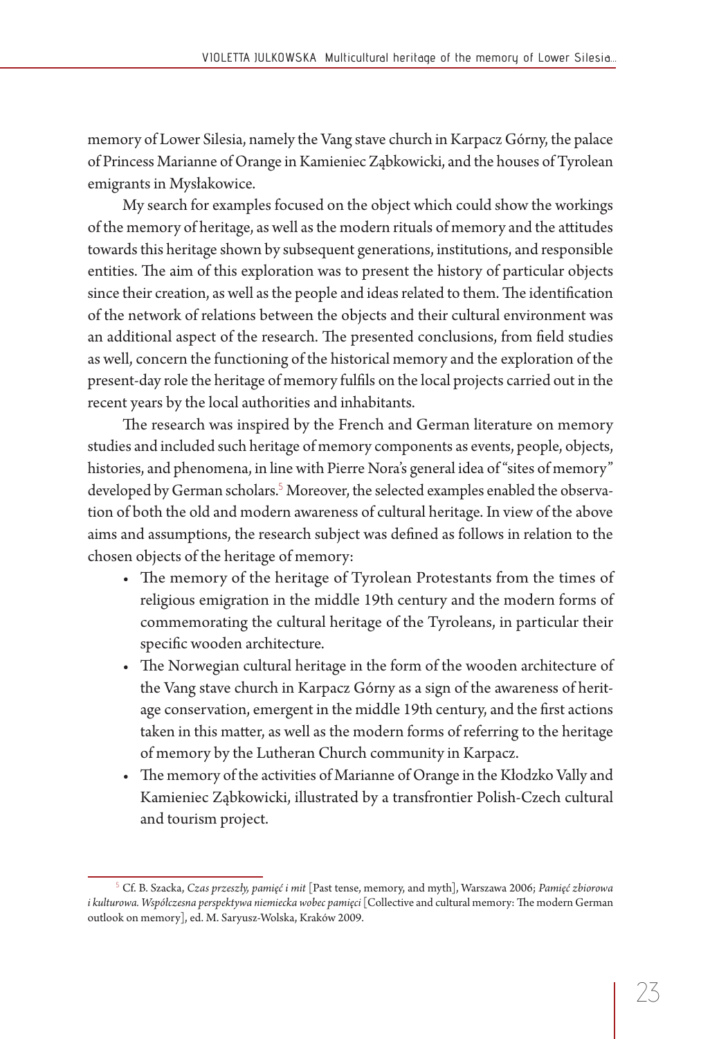memory of Lower Silesia, namely the Vang stave church in Karpacz Górny, the palace of Princess Marianne of Orange in Kamieniec Ząbkowicki, and the houses of Tyrolean emigrants in Mysłakowice.

My search for examples focused on the object which could show the workings of the memory of heritage, as well as the modern rituals of memory and the attitudes towards this heritage shown by subsequent generations, institutions, and responsible entities. The aim of this exploration was to present the history of particular objects since their creation, as well as the people and ideas related to them. The identification of the network of relations between the objects and their cultural environment was an additional aspect of the research. The presented conclusions, from field studies as well, concern the functioning of the historical memory and the exploration of the present-day role the heritage of memory fulfils on the local projects carried out in the recent years by the local authorities and inhabitants.

The research was inspired by the French and German literature on memory studies and included such heritage of memory components as events, people, objects, histories, and phenomena, in line with Pierre Nora's general idea of "sites of memory" developed by German scholars.[5] Moreover, the selected examples enabled the observation of both the old and modern awareness of cultural heritage. In view of the above aims and assumptions, the research subject was defined as follows in relation to the chosen objects of the heritage of memory:

- The memory of the heritage of Tyrolean Protestants from the times of religious emigration in the middle 19th century and the modern forms of commemorating the cultural heritage of the Tyroleans, in particular their specific wooden architecture.
- The Norwegian cultural heritage in the form of the wooden architecture of the Vang stave church in Karpacz Górny as a sign of the awareness of heritage conservation, emergent in the middle 19th century, and the first actions taken in this matter, as well as the modern forms of referring to the heritage of memory by the Lutheran Church community in Karpacz.
- The memory of the activities of Marianne of Orange in the Kłodzko Vally and Kamieniec Ząbkowicki, illustrated by a transfrontier Polish-Czech cultural and tourism project.

---

[5] Cf. B. Szacka, *Czas przeszły, pamięć i mit* [Past tense, memory, and myth], Warszawa 2006; *Pamięć zbiorowa i kulturowa. Współczesna perspektywa niemiecka wobec pamięci* [Collective and cultural memory: The modern German outlook on memory], ed. M. Saryusz-Wolska, Kraków 2009.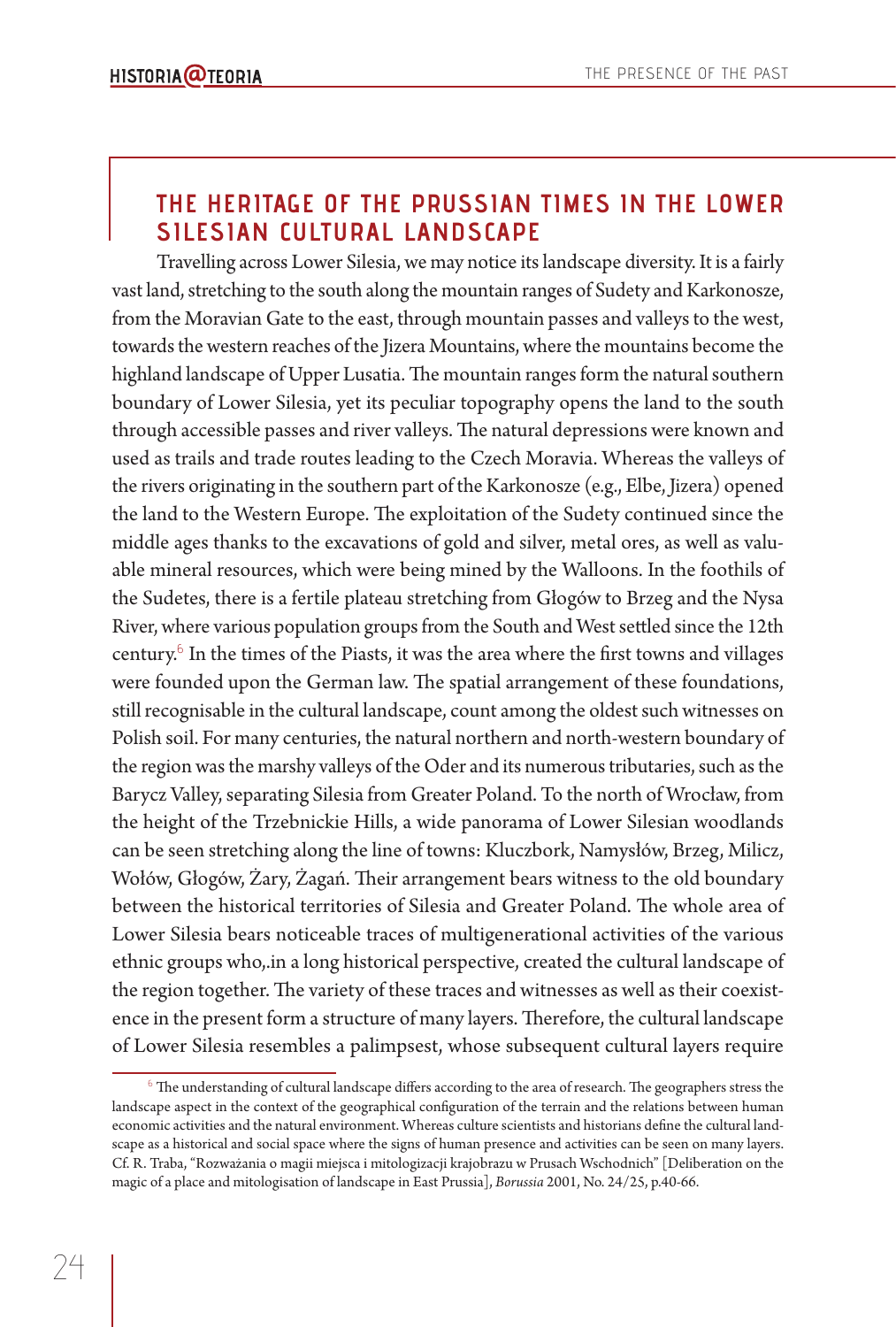## THE HERITAGE OF THE PRUSSIAN TIMES IN THE LOWER SILESIAN CULTURAL LANDSCAPE

Travelling across Lower Silesia, we may notice its landscape diversity. It is a fairly vast land, stretching to the south along the mountain ranges of Sudety and Karkonosze, from the Moravian Gate to the east, through mountain passes and valleys to the west, towards the western reaches of the Jizera Mountains, where the mountains become the highland landscape of Upper Lusatia. The mountain ranges form the natural southern boundary of Lower Silesia, yet its peculiar topography opens the land to the south through accessible passes and river valleys. The natural depressions were known and used as trails and trade routes leading to the Czech Moravia. Whereas the valleys of the rivers originating in the southern part of the Karkonosze (e.g., Elbe, Jizera) opened the land to the Western Europe. The exploitation of the Sudety continued since the middle ages thanks to the excavations of gold and silver, metal ores, as well as valuable mineral resources, which were being mined by the Walloons. In the foothils of the Sudetes, there is a fertile plateau stretching from Głogów to Brzeg and the Nysa River, where various population groups from the South and West settled since the 12th century.[6] In the times of the Piasts, it was the area where the first towns and villages were founded upon the German law. The spatial arrangement of these foundations, still recognisable in the cultural landscape, count among the oldest such witnesses on Polish soil. For many centuries, the natural northern and north-western boundary of the region was the marshy valleys of the Oder and its numerous tributaries, such as the Barycz Valley, separating Silesia from Greater Poland. To the north of Wrocław, from the height of the Trzebnickie Hills, a wide panorama of Lower Silesian woodlands can be seen stretching along the line of towns: Kluczbork, Namysłów, Brzeg, Milicz, Wołów, Głogów, Żary, Żagań. Their arrangement bears witness to the old boundary between the historical territories of Silesia and Greater Poland. The whole area of Lower Silesia bears noticeable traces of multigenerational activities of the various ethnic groups who,.in a long historical perspective, created the cultural landscape of the region together. The variety of these traces and witnesses as well as their coexistence in the present form a structure of many layers. Therefore, the cultural landscape of Lower Silesia resembles a palimpsest, whose subsequent cultural layers require

---

[6] The understanding of cultural landscape differs according to the area of research. The geographers stress the landscape aspect in the context of the geographical configuration of the terrain and the relations between human economic activities and the natural environment. Whereas culture scientists and historians define the cultural landscape as a historical and social space where the signs of human presence and activities can be seen on many layers. Cf. R. Traba, "Rozważania o magii miejsca i mitologizacji krajobrazu w Prusach Wschodnich" [Deliberation on the magic of a place and mitologisation of landscape in East Prussia], *Borussia* 2001, No. 24/25, p.40-66.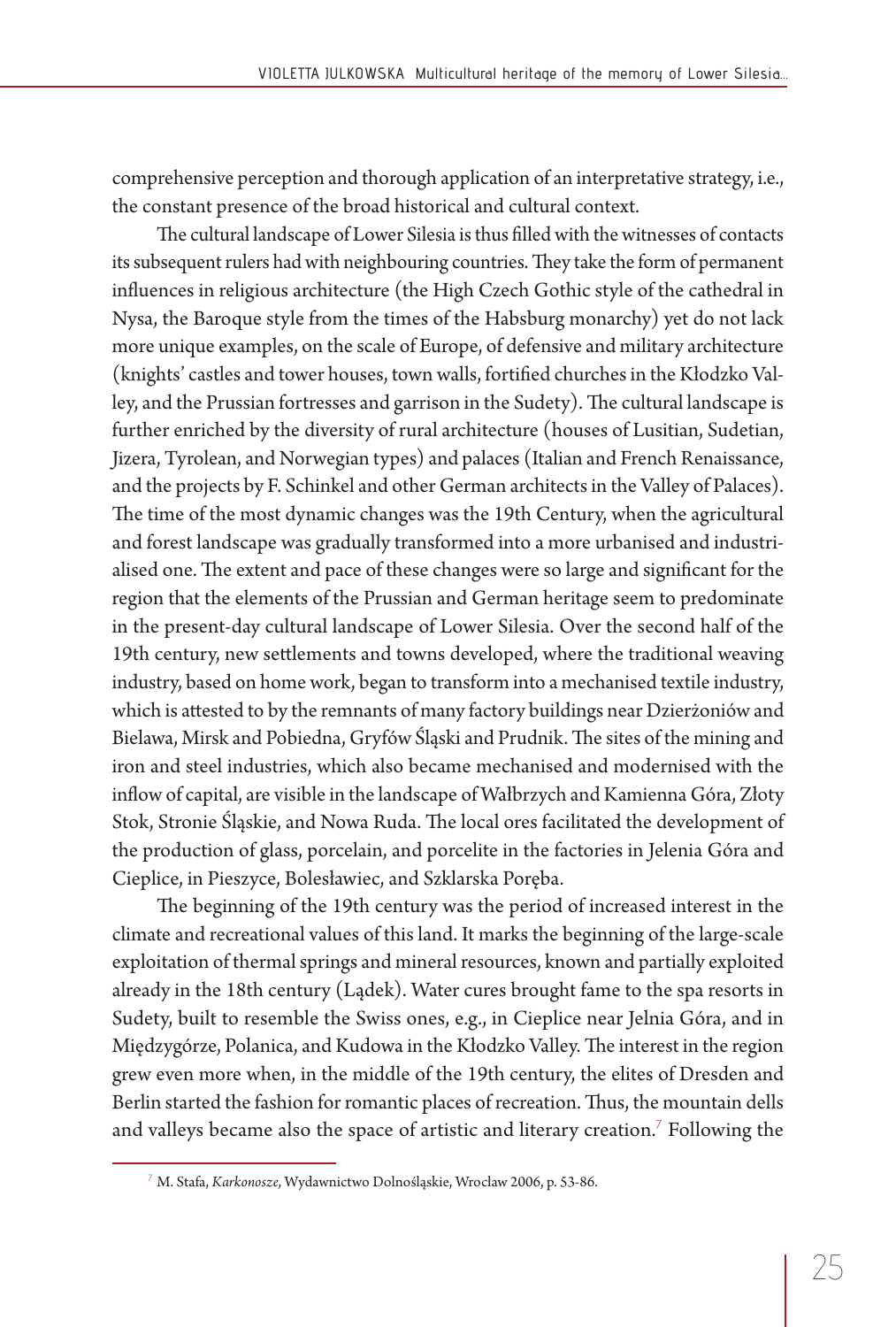comprehensive perception and thorough application of an interpretative strategy, i.e., the constant presence of the broad historical and cultural context.

The cultural landscape of Lower Silesia is thus filled with the witnesses of contacts its subsequent rulers had with neighbouring countries. They take the form of permanent influences in religious architecture (the High Czech Gothic style of the cathedral in Nysa, the Baroque style from the times of the Habsburg monarchy) yet do not lack more unique examples, on the scale of Europe, of defensive and military architecture (knights' castles and tower houses, town walls, fortified churches in the Kłodzko Valley, and the Prussian fortresses and garrison in the Sudety). The cultural landscape is further enriched by the diversity of rural architecture (houses of Lusitian, Sudetian, Jizera, Tyrolean, and Norwegian types) and palaces (Italian and French Renaissance, and the projects by F. Schinkel and other German architects in the Valley of Palaces). The time of the most dynamic changes was the 19th Century, when the agricultural and forest landscape was gradually transformed into a more urbanised and industrialised one. The extent and pace of these changes were so large and significant for the region that the elements of the Prussian and German heritage seem to predominate in the present-day cultural landscape of Lower Silesia. Over the second half of the 19th century, new settlements and towns developed, where the traditional weaving industry, based on home work, began to transform into a mechanised textile industry, which is attested to by the remnants of many factory buildings near Dzierżoniów and Bielawa, Mirsk and Pobiedna, Gryfów Śląski and Prudnik. The sites of the mining and iron and steel industries, which also became mechanised and modernised with the inflow of capital, are visible in the landscape of Wałbrzych and Kamienna Góra, Złoty Stok, Stronie Śląskie, and Nowa Ruda. The local ores facilitated the development of the production of glass, porcelain, and porcelite in the factories in Jelenia Góra and Cieplice, in Pieszyce, Bolesławiec, and Szklarska Poręba.

The beginning of the 19th century was the period of increased interest in the climate and recreational values of this land. It marks the beginning of the large-scale exploitation of thermal springs and mineral resources, known and partially exploited already in the 18th century (Lądek). Water cures brought fame to the spa resorts in Sudety, built to resemble the Swiss ones, e.g., in Cieplice near Jelnia Góra, and in Międzygórze, Polanica, and Kudowa in the Kłodzko Valley. The interest in the region grew even more when, in the middle of the 19th century, the elites of Dresden and Berlin started the fashion for romantic places of recreation. Thus, the mountain dells and valleys became also the space of artistic and literary creation.[7] Following the

[7] M. Stafa, *Karkonosze*, Wydawnictwo Dolnośląskie, Wrocław 2006, p. 53-86.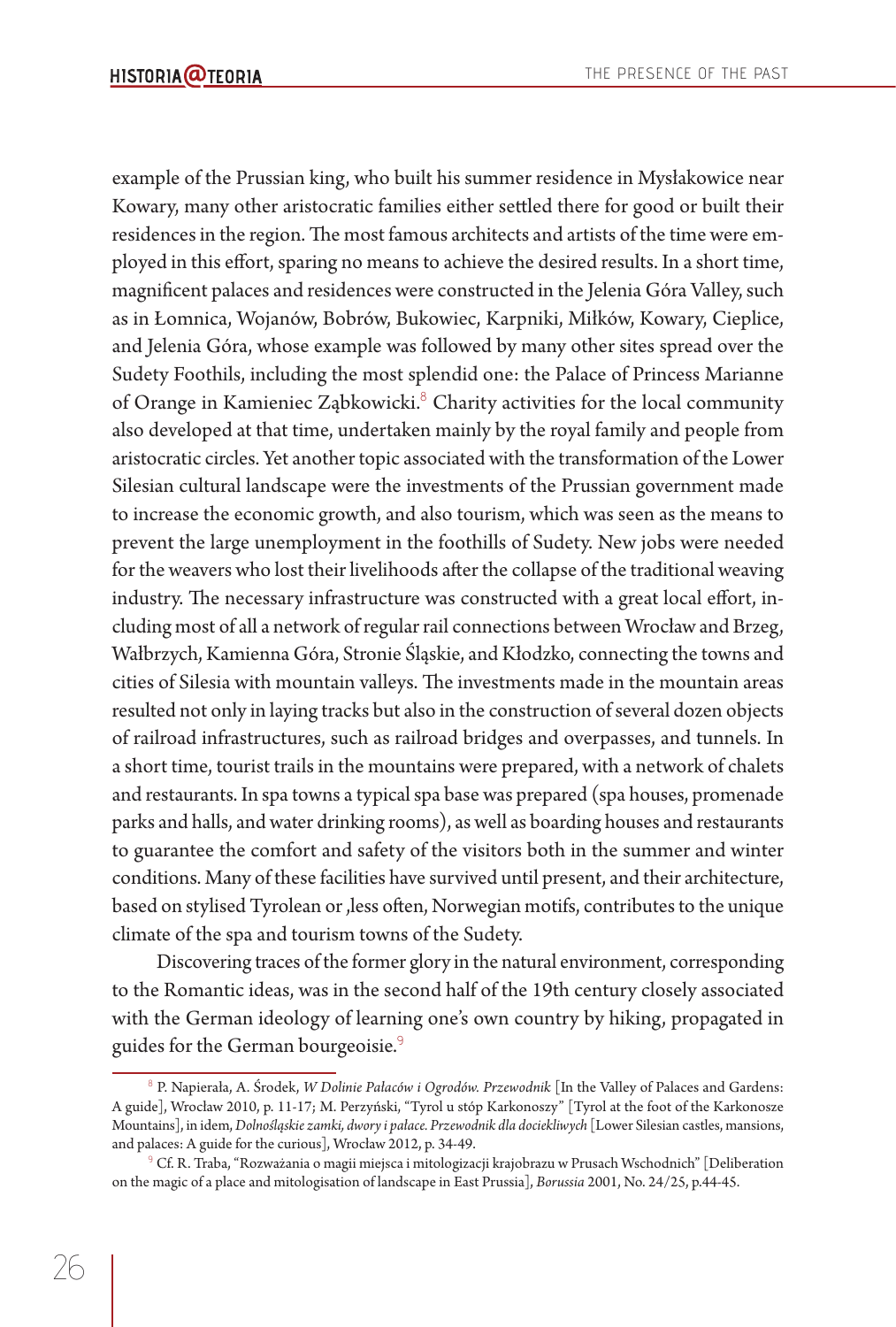example of the Prussian king, who built his summer residence in Mysłakowice near Kowary, many other aristocratic families either settled there for good or built their residences in the region. The most famous architects and artists of the time were employed in this effort, sparing no means to achieve the desired results. In a short time, magnificent palaces and residences were constructed in the Jelenia Góra Valley, such as in Łomnica, Wojanów, Bobrów, Bukowiec, Karpniki, Miłków, Kowary, Cieplice, and Jelenia Góra, whose example was followed by many other sites spread over the Sudety Foothils, including the most splendid one: the Palace of Princess Marianne of Orange in Kamieniec Ząbkowicki.[8] Charity activities for the local community also developed at that time, undertaken mainly by the royal family and people from aristocratic circles. Yet another topic associated with the transformation of the Lower Silesian cultural landscape were the investments of the Prussian government made to increase the economic growth, and also tourism, which was seen as the means to prevent the large unemployment in the foothills of Sudety. New jobs were needed for the weavers who lost their livelihoods after the collapse of the traditional weaving industry. The necessary infrastructure was constructed with a great local effort, including most of all a network of regular rail connections between Wrocław and Brzeg, Wałbrzych, Kamienna Góra, Stronie Śląskie, and Kłodzko, connecting the towns and cities of Silesia with mountain valleys. The investments made in the mountain areas resulted not only in laying tracks but also in the construction of several dozen objects of railroad infrastructures, such as railroad bridges and overpasses, and tunnels. In a short time, tourist trails in the mountains were prepared, with a network of chalets and restaurants. In spa towns a typical spa base was prepared (spa houses, promenade parks and halls, and water drinking rooms), as well as boarding houses and restaurants to guarantee the comfort and safety of the visitors both in the summer and winter conditions. Many of these facilities have survived until present, and their architecture, based on stylised Tyrolean or ,less often, Norwegian motifs, contributes to the unique climate of the spa and tourism towns of the Sudety.

Discovering traces of the former glory in the natural environment, corresponding to the Romantic ideas, was in the second half of the 19th century closely associated with the German ideology of learning one's own country by hiking, propagated in guides for the German bourgeoisie.[9]

---

[8] P. Napierała, A. Środek, *W Dolinie Pałaców i Ogrodów. Przewodnik* [In the Valley of Palaces and Gardens: A guide], Wrocław 2010, p. 11-17; M. Perzyński, "Tyrol u stóp Karkonoszy" [Tyrol at the foot of the Karkonosze Mountains], in idem, *Dolnośląskie zamki, dwory i pałace. Przewodnik dla dociekliwych* [Lower Silesian castles, mansions, and palaces: A guide for the curious], Wrocław 2012, p. 34-49.

[9] Cf. R. Traba, "Rozważania o magii miejsca i mitologizacji krajobrazu w Prusach Wschodnich" [Deliberation on the magic of a place and mitologisation of landscape in East Prussia], *Borussia* 2001, No. 24/25, p.44-45.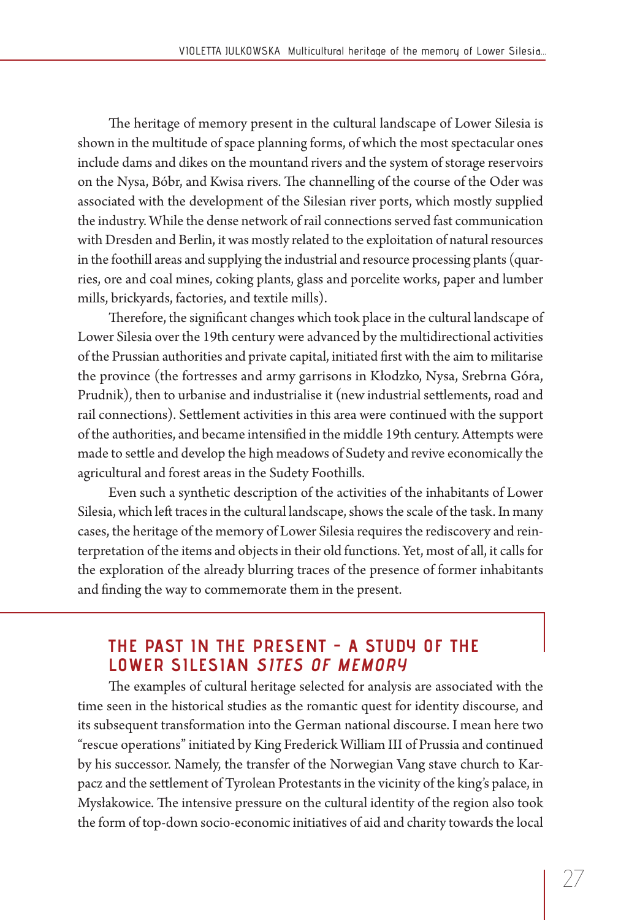The heritage of memory present in the cultural landscape of Lower Silesia is shown in the multitude of space planning forms, of which the most spectacular ones include dams and dikes on the mountand rivers and the system of storage reservoirs on the Nysa, Bóbr, and Kwisa rivers. The channelling of the course of the Oder was associated with the development of the Silesian river ports, which mostly supplied the industry. While the dense network of rail connections served fast communication with Dresden and Berlin, it was mostly related to the exploitation of natural resources in the foothill areas and supplying the industrial and resource processing plants (quarries, ore and coal mines, coking plants, glass and porcelite works, paper and lumber mills, brickyards, factories, and textile mills).

Therefore, the significant changes which took place in the cultural landscape of Lower Silesia over the 19th century were advanced by the multidirectional activities of the Prussian authorities and private capital, initiated first with the aim to militarise the province (the fortresses and army garrisons in Kłodzko, Nysa, Srebrna Góra, Prudnik), then to urbanise and industrialise it (new industrial settlements, road and rail connections). Settlement activities in this area were continued with the support of the authorities, and became intensified in the middle 19th century. Attempts were made to settle and develop the high meadows of Sudety and revive economically the agricultural and forest areas in the Sudety Foothills.

Even such a synthetic description of the activities of the inhabitants of Lower Silesia, which left traces in the cultural landscape, shows the scale of the task. In many cases, the heritage of the memory of Lower Silesia requires the rediscovery and reinterpretation of the items and objects in their old functions. Yet, most of all, it calls for the exploration of the already blurring traces of the presence of former inhabitants and finding the way to commemorate them in the present.

## THE PAST IN THE PRESENT – A STUDY OF THE LOWER SILESIAN *SITES OF MEMORY*

The examples of cultural heritage selected for analysis are associated with the time seen in the historical studies as the romantic quest for identity discourse, and its subsequent transformation into the German national discourse. I mean here two "rescue operations" initiated by King Frederick William III of Prussia and continued by his successor. Namely, the transfer of the Norwegian Vang stave church to Karpacz and the settlement of Tyrolean Protestants in the vicinity of the king's palace, in Mysłakowice. The intensive pressure on the cultural identity of the region also took the form of top-down socio-economic initiatives of aid and charity towards the local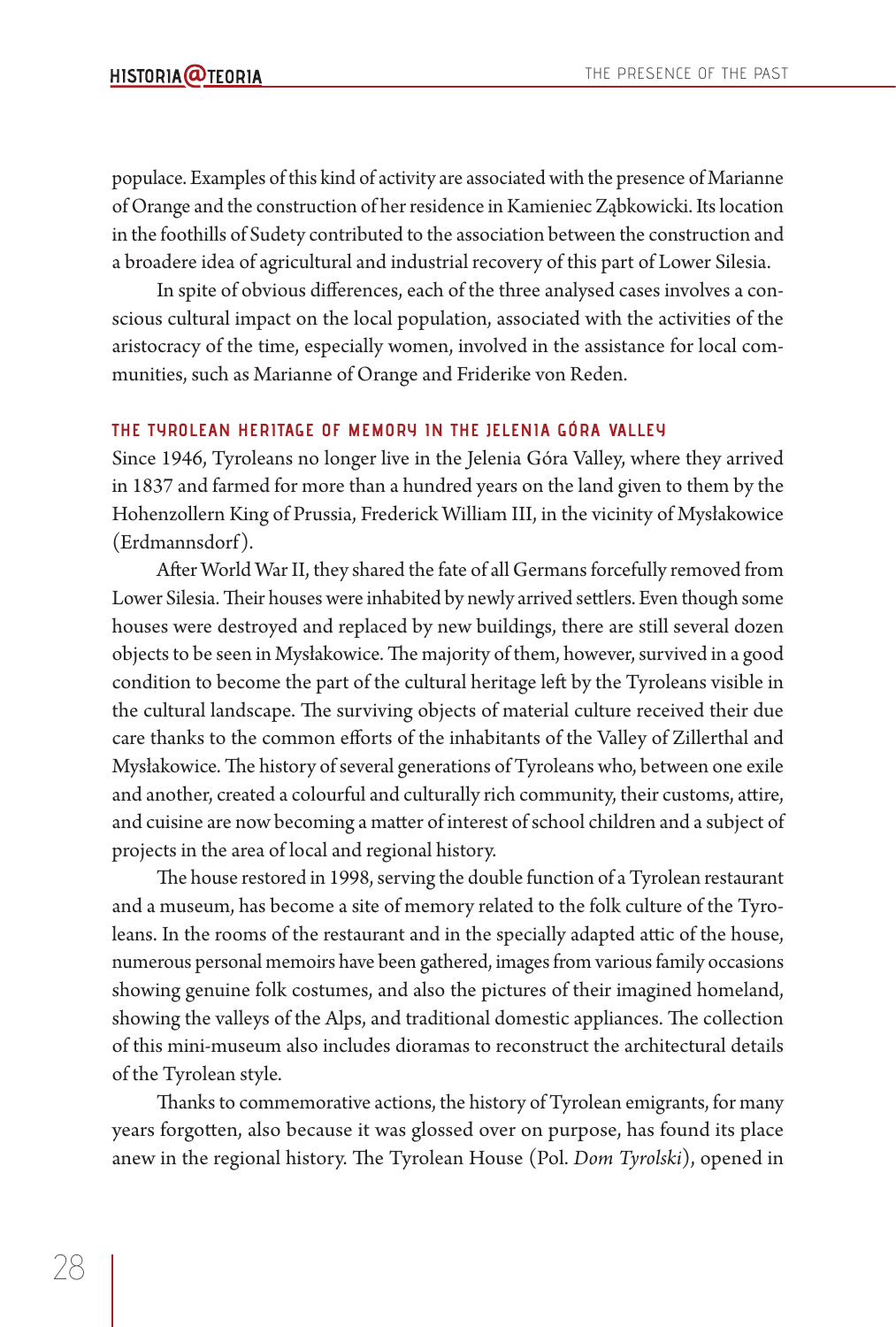populace. Examples of this kind of activity are associated with the presence of Marianne of Orange and the construction of her residence in Kamieniec Ząbkowicki. Its location in the foothills of Sudety contributed to the association between the construction and a broadere idea of agricultural and industrial recovery of this part of Lower Silesia.

In spite of obvious differences, each of the three analysed cases involves a conscious cultural impact on the local population, associated with the activities of the aristocracy of the time, especially women, involved in the assistance for local communities, such as Marianne of Orange and Friderike von Reden.

## The Tyrolean Heritage of Memory in the Jelenia Góra Valley

Since 1946, Tyroleans no longer live in the Jelenia Góra Valley, where they arrived in 1837 and farmed for more than a hundred years on the land given to them by the Hohenzollern King of Prussia, Frederick William III, in the vicinity of Mysłakowice (Erdmannsdorf).

After World War II, they shared the fate of all Germans forcefully removed from Lower Silesia. Their houses were inhabited by newly arrived settlers. Even though some houses were destroyed and replaced by new buildings, there are still several dozen objects to be seen in Mysłakowice. The majority of them, however, survived in a good condition to become the part of the cultural heritage left by the Tyroleans visible in the cultural landscape. The surviving objects of material culture received their due care thanks to the common efforts of the inhabitants of the Valley of Zillerthal and Mysłakowice. The history of several generations of Tyroleans who, between one exile and another, created a colourful and culturally rich community, their customs, attire, and cuisine are now becoming a matter of interest of school children and a subject of projects in the area of local and regional history.

The house restored in 1998, serving the double function of a Tyrolean restaurant and a museum, has become a site of memory related to the folk culture of the Tyroleans. In the rooms of the restaurant and in the specially adapted attic of the house, numerous personal memoirs have been gathered, images from various family occasions showing genuine folk costumes, and also the pictures of their imagined homeland, showing the valleys of the Alps, and traditional domestic appliances. The collection of this mini-museum also includes dioramas to reconstruct the architectural details of the Tyrolean style.

Thanks to commemorative actions, the history of Tyrolean emigrants, for many years forgotten, also because it was glossed over on purpose, has found its place anew in the regional history. The Tyrolean House (Pol. *Dom Tyrolski*), opened in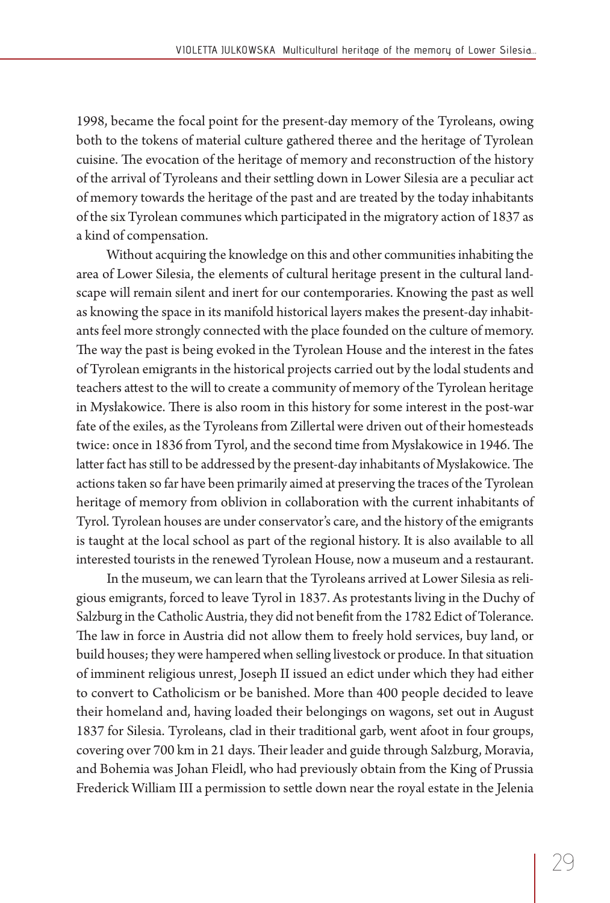1998, became the focal point for the present-day memory of the Tyroleans, owing both to the tokens of material culture gathered theree and the heritage of Tyrolean cuisine. The evocation of the heritage of memory and reconstruction of the history of the arrival of Tyroleans and their settling down in Lower Silesia are a peculiar act of memory towards the heritage of the past and are treated by the today inhabitants of the six Tyrolean communes which participated in the migratory action of 1837 as a kind of compensation.

Without acquiring the knowledge on this and other communities inhabiting the area of Lower Silesia, the elements of cultural heritage present in the cultural landscape will remain silent and inert for our contemporaries. Knowing the past as well as knowing the space in its manifold historical layers makes the present-day inhabitants feel more strongly connected with the place founded on the culture of memory. The way the past is being evoked in the Tyrolean House and the interest in the fates of Tyrolean emigrants in the historical projects carried out by the lodal students and teachers attest to the will to create a community of memory of the Tyrolean heritage in Mysłakowice. There is also room in this history for some interest in the post-war fate of the exiles, as the Tyroleans from Zillertal were driven out of their homesteads twice: once in 1836 from Tyrol, and the second time from Mysłakowice in 1946. The latter fact has still to be addressed by the present-day inhabitants of Mysłakowice. The actions taken so far have been primarily aimed at preserving the traces of the Tyrolean heritage of memory from oblivion in collaboration with the current inhabitants of Tyrol. Tyrolean houses are under conservator's care, and the history of the emigrants is taught at the local school as part of the regional history. It is also available to all interested tourists in the renewed Tyrolean House, now a museum and a restaurant.

In the museum, we can learn that the Tyroleans arrived at Lower Silesia as religious emigrants, forced to leave Tyrol in 1837. As protestants living in the Duchy of Salzburg in the Catholic Austria, they did not benefit from the 1782 Edict of Tolerance. The law in force in Austria did not allow them to freely hold services, buy land, or build houses; they were hampered when selling livestock or produce. In that situation of imminent religious unrest, Joseph II issued an edict under which they had either to convert to Catholicism or be banished. More than 400 people decided to leave their homeland and, having loaded their belongings on wagons, set out in August 1837 for Silesia. Tyroleans, clad in their traditional garb, went afoot in four groups, covering over 700 km in 21 days. Their leader and guide through Salzburg, Moravia, and Bohemia was Johan Fleidl, who had previously obtain from the King of Prussia Frederick William III a permission to settle down near the royal estate in the Jelenia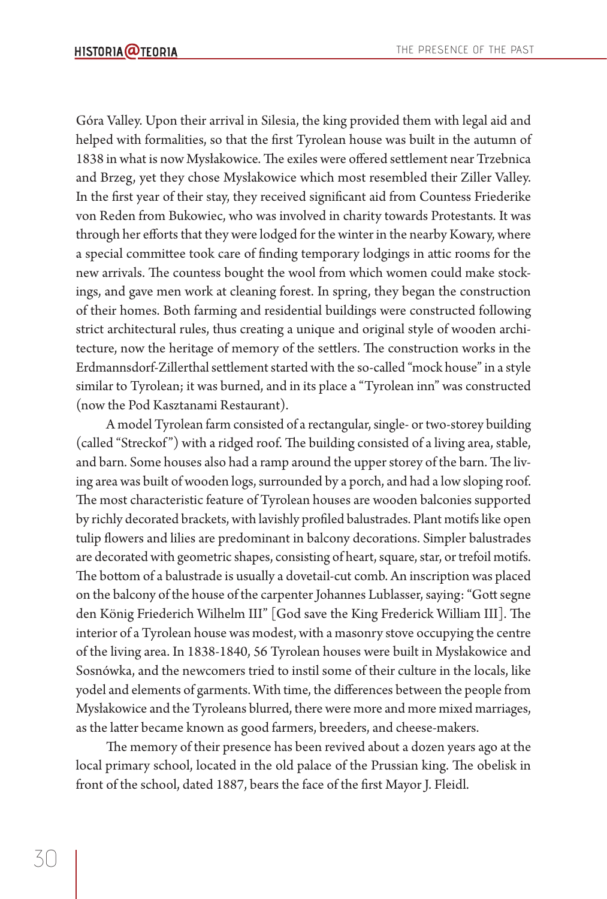Góra Valley. Upon their arrival in Silesia, the king provided them with legal aid and helped with formalities, so that the first Tyrolean house was built in the autumn of 1838 in what is now Mysłakowice. The exiles were offered settlement near Trzebnica and Brzeg, yet they chose Mysłakowice which most resembled their Ziller Valley. In the first year of their stay, they received significant aid from Countess Friederike von Reden from Bukowiec, who was involved in charity towards Protestants. It was through her efforts that they were lodged for the winter in the nearby Kowary, where a special committee took care of finding temporary lodgings in attic rooms for the new arrivals. The countess bought the wool from which women could make stockings, and gave men work at cleaning forest. In spring, they began the construction of their homes. Both farming and residential buildings were constructed following strict architectural rules, thus creating a unique and original style of wooden architecture, now the heritage of memory of the settlers. The construction works in the Erdmannsdorf-Zillerthal settlement started with the so-called "mock house" in a style similar to Tyrolean; it was burned, and in its place a "Tyrolean inn" was constructed (now the Pod Kasztanami Restaurant).

A model Tyrolean farm consisted of a rectangular, single- or two-storey building (called "Streckof") with a ridged roof. The building consisted of a living area, stable, and barn. Some houses also had a ramp around the upper storey of the barn. The living area was built of wooden logs, surrounded by a porch, and had a low sloping roof. The most characteristic feature of Tyrolean houses are wooden balconies supported by richly decorated brackets, with lavishly profiled balustrades. Plant motifs like open tulip flowers and lilies are predominant in balcony decorations. Simpler balustrades are decorated with geometric shapes, consisting of heart, square, star, or trefoil motifs. The bottom of a balustrade is usually a dovetail-cut comb. An inscription was placed on the balcony of the house of the carpenter Johannes Lublasser, saying: "Gott segne den König Friederich Wilhelm III" [God save the King Frederick William III]. The interior of a Tyrolean house was modest, with a masonry stove occupying the centre of the living area. In 1838-1840, 56 Tyrolean houses were built in Mysłakowice and Sosnówka, and the newcomers tried to instil some of their culture in the locals, like yodel and elements of garments. With time, the differences between the people from Mysłakowice and the Tyroleans blurred, there were more and more mixed marriages, as the latter became known as good farmers, breeders, and cheese-makers.

The memory of their presence has been revived about a dozen years ago at the local primary school, located in the old palace of the Prussian king. The obelisk in front of the school, dated 1887, bears the face of the first Mayor J. Fleidl.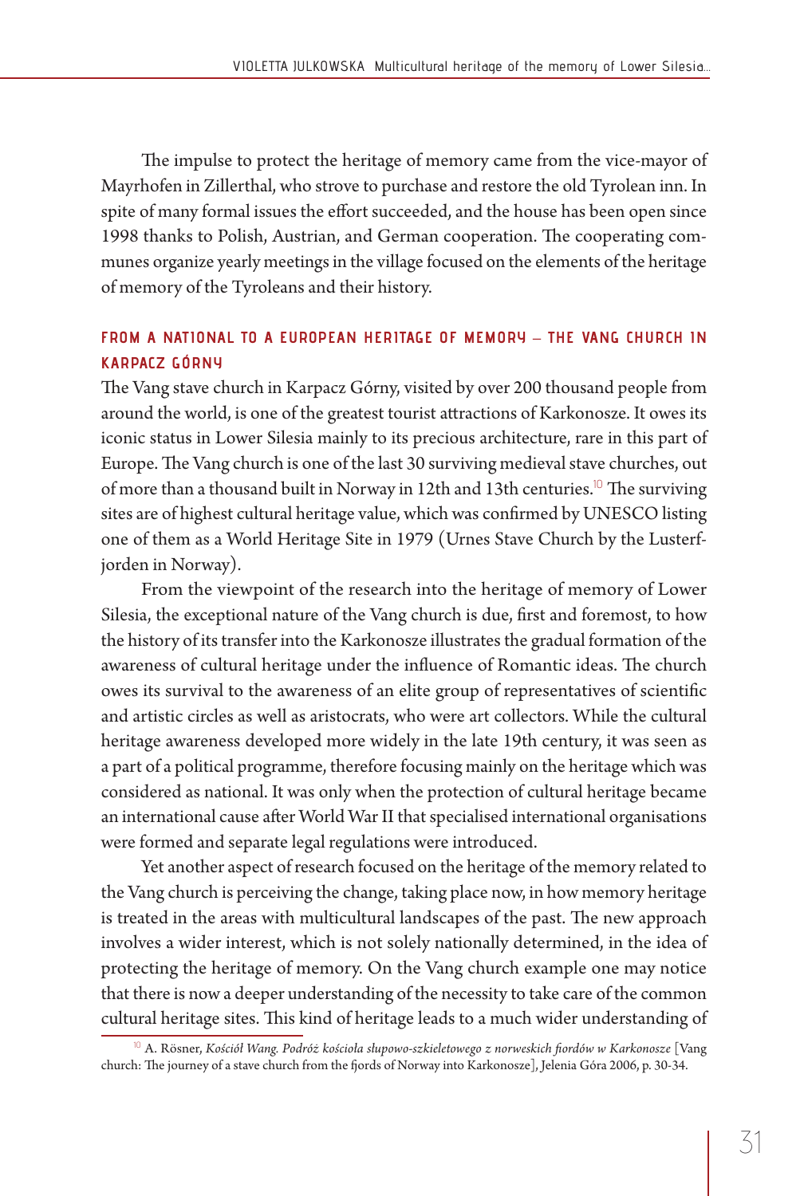The impulse to protect the heritage of memory came from the vice-mayor of Mayrhofen in Zillerthal, who strove to purchase and restore the old Tyrolean inn. In spite of many formal issues the effort succeeded, and the house has been open since 1998 thanks to Polish, Austrian, and German cooperation. The cooperating communes organize yearly meetings in the village focused on the elements of the heritage of memory of the Tyroleans and their history.

## FROM A NATIONAL TO A EUROPEAN HERITAGE OF MEMORY – THE VANG CHURCH IN KARPACZ GÓRNY

The Vang stave church in Karpacz Górny, visited by over 200 thousand people from around the world, is one of the greatest tourist attractions of Karkonosze. It owes its iconic status in Lower Silesia mainly to its precious architecture, rare in this part of Europe. The Vang church is one of the last 30 surviving medieval stave churches, out of more than a thousand built in Norway in 12th and 13th centuries.[10] The surviving sites are of highest cultural heritage value, which was confirmed by UNESCO listing one of them as a World Heritage Site in 1979 (Urnes Stave Church by the Lusterfjorden in Norway).

From the viewpoint of the research into the heritage of memory of Lower Silesia, the exceptional nature of the Vang church is due, first and foremost, to how the history of its transfer into the Karkonosze illustrates the gradual formation of the awareness of cultural heritage under the influence of Romantic ideas. The church owes its survival to the awareness of an elite group of representatives of scientific and artistic circles as well as aristocrats, who were art collectors. While the cultural heritage awareness developed more widely in the late 19th century, it was seen as a part of a political programme, therefore focusing mainly on the heritage which was considered as national. It was only when the protection of cultural heritage became an international cause after World War II that specialised international organisations were formed and separate legal regulations were introduced.

Yet another aspect of research focused on the heritage of the memory related to the Vang church is perceiving the change, taking place now, in how memory heritage is treated in the areas with multicultural landscapes of the past. The new approach involves a wider interest, which is not solely nationally determined, in the idea of protecting the heritage of memory. On the Vang church example one may notice that there is now a deeper understanding of the necessity to take care of the common cultural heritage sites. This kind of heritage leads to a much wider understanding of

---

[10] A. Rösner, *Kościół Wang. Podróż kościoła słupowo-szkieletowego z norweskich fiordów w Karkonosze* [Vang church: The journey of a stave church from the fjords of Norway into Karkonosze], Jelenia Góra 2006, p. 30-34.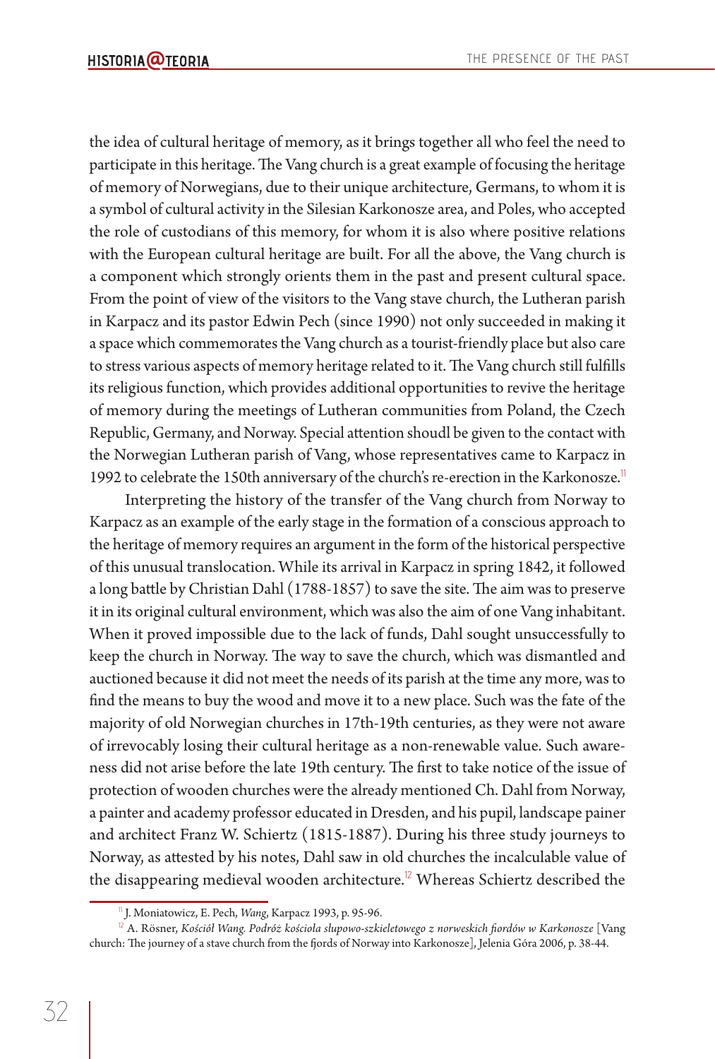the idea of cultural heritage of memory, as it brings together all who feel the need to participate in this heritage. The Vang church is a great example of focusing the heritage of memory of Norwegians, due to their unique architecture, Germans, to whom it is a symbol of cultural activity in the Silesian Karkonosze area, and Poles, who accepted the role of custodians of this memory, for whom it is also where positive relations with the European cultural heritage are built. For all the above, the Vang church is a component which strongly orients them in the past and present cultural space. From the point of view of the visitors to the Vang stave church, the Lutheran parish in Karpacz and its pastor Edwin Pech (since 1990) not only succeeded in making it a space which commemorates the Vang church as a tourist-friendly place but also care to stress various aspects of memory heritage related to it. The Vang church still fulfills its religious function, which provides additional opportunities to revive the heritage of memory during the meetings of Lutheran communities from Poland, the Czech Republic, Germany, and Norway. Special attention shoudl be given to the contact with the Norwegian Lutheran parish of Vang, whose representatives came to Karpacz in 1992 to celebrate the 150th anniversary of the church's re-erection in the Karkonosze.[11]

Interpreting the history of the transfer of the Vang church from Norway to Karpacz as an example of the early stage in the formation of a conscious approach to the heritage of memory requires an argument in the form of the historical perspective of this unusual translocation. While its arrival in Karpacz in spring 1842, it followed a long battle by Christian Dahl (1788-1857) to save the site. The aim was to preserve it in its original cultural environment, which was also the aim of one Vang inhabitant. When it proved impossible due to the lack of funds, Dahl sought unsuccessfully to keep the church in Norway. The way to save the church, which was dismantled and auctioned because it did not meet the needs of its parish at the time any more, was to find the means to buy the wood and move it to a new place. Such was the fate of the majority of old Norwegian churches in 17th-19th centuries, as they were not aware of irrevocably losing their cultural heritage as a non-renewable value. Such awareness did not arise before the late 19th century. The first to take notice of the issue of protection of wooden churches were the already mentioned Ch. Dahl from Norway, a painter and academy professor educated in Dresden, and his pupil, landscape painer and architect Franz W. Schiertz (1815-1887). During his three study journeys to Norway, as attested by his notes, Dahl saw in old churches the incalculable value of the disappearing medieval wooden architecture.[12] Whereas Schiertz described the

[11] J. Moniatowicz, E. Pech, *Wang*, Karpacz 1993, p. 95-96.

[12] A. Rösner, *Kościół Wang. Podróż kościoła słupowo-szkieletowego z norweskich fiordów w Karkonosze* [Vang church: The journey of a stave church from the fjords of Norway into Karkonosze], Jelenia Góra 2006, p. 38-44.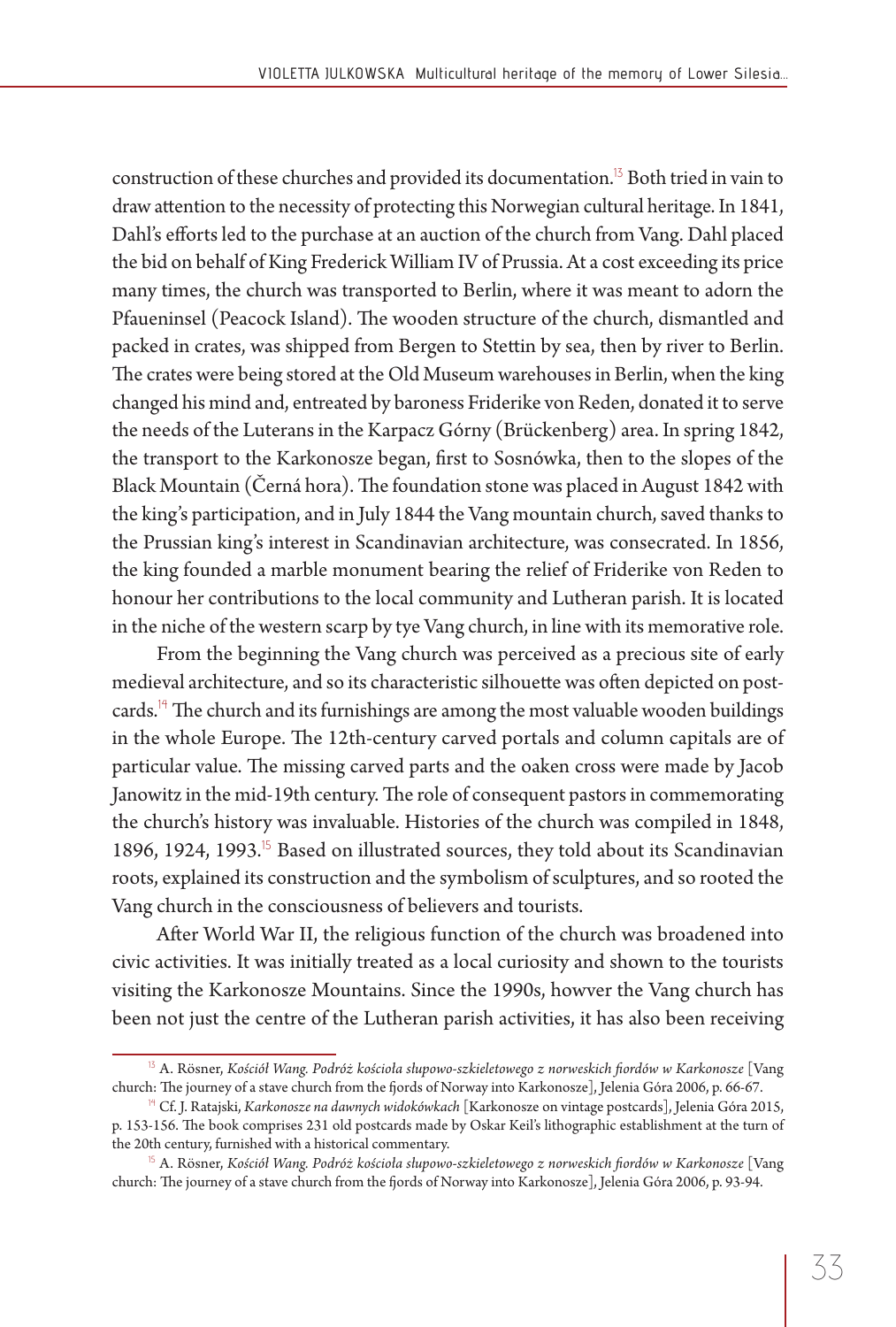construction of these churches and provided its documentation.[13] Both tried in vain to draw attention to the necessity of protecting this Norwegian cultural heritage. In 1841, Dahl's efforts led to the purchase at an auction of the church from Vang. Dahl placed the bid on behalf of King Frederick William IV of Prussia. At a cost exceeding its price many times, the church was transported to Berlin, where it was meant to adorn the Pfaueninsel (Peacock Island). The wooden structure of the church, dismantled and packed in crates, was shipped from Bergen to Stettin by sea, then by river to Berlin. The crates were being stored at the Old Museum warehouses in Berlin, when the king changed his mind and, entreated by baroness Friderike von Reden, donated it to serve the needs of the Luterans in the Karpacz Górny (Brückenberg) area. In spring 1842, the transport to the Karkonosze began, first to Sosnówka, then to the slopes of the Black Mountain (Černá hora). The foundation stone was placed in August 1842 with the king's participation, and in July 1844 the Vang mountain church, saved thanks to the Prussian king's interest in Scandinavian architecture, was consecrated. In 1856, the king founded a marble monument bearing the relief of Friderike von Reden to honour her contributions to the local community and Lutheran parish. It is located in the niche of the western scarp by tye Vang church, in line with its memorative role.

From the beginning the Vang church was perceived as a precious site of early medieval architecture, and so its characteristic silhouette was often depicted on postcards.[14] The church and its furnishings are among the most valuable wooden buildings in the whole Europe. The 12th-century carved portals and column capitals are of particular value. The missing carved parts and the oaken cross were made by Jacob Janowitz in the mid-19th century. The role of consequent pastors in commemorating the church's history was invaluable. Histories of the church was compiled in 1848, 1896, 1924, 1993.[15] Based on illustrated sources, they told about its Scandinavian roots, explained its construction and the symbolism of sculptures, and so rooted the Vang church in the consciousness of believers and tourists.

After World War II, the religious function of the church was broadened into civic activities. It was initially treated as a local curiosity and shown to the tourists visiting the Karkonosze Mountains. Since the 1990s, howver the Vang church has been not just the centre of the Lutheran parish activities, it has also been receiving

---

[13] A. Rösner, *Kościół Wang. Podróż kościoła słupowo-szkieletowego z norweskich fiordów w Karkonosze* [Vang church: The journey of a stave church from the fjords of Norway into Karkonosze], Jelenia Góra 2006, p. 66-67.

[14] Cf. J. Ratajski, *Karkonosze na dawnych widokówkach* [Karkonosze on vintage postcards], Jelenia Góra 2015, p. 153-156. The book comprises 231 old postcards made by Oskar Keil's lithographic establishment at the turn of the 20th century, furnished with a historical commentary.

[15] A. Rösner, *Kościół Wang. Podróż kościoła słupowo-szkieletowego z norweskich fiordów w Karkonosze* [Vang church: The journey of a stave church from the fjords of Norway into Karkonosze], Jelenia Góra 2006, p. 93-94.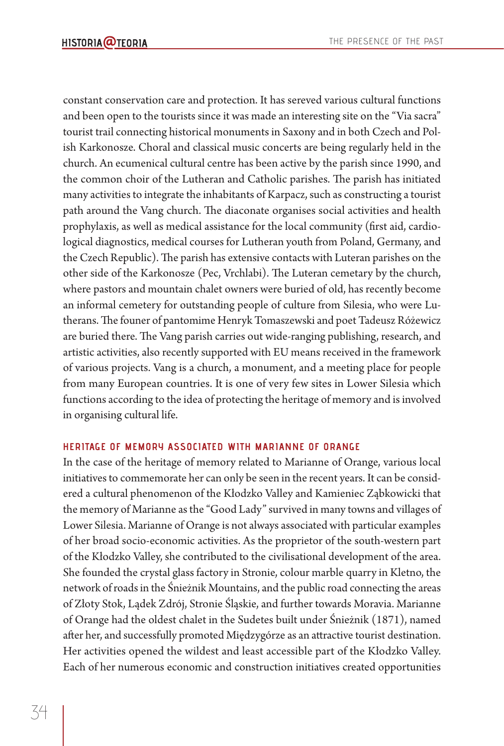constant conservation care and protection. It has sereved various cultural functions and been open to the tourists since it was made an interesting site on the "Via sacra" tourist trail connecting historical monuments in Saxony and in both Czech and Polish Karkonosze. Choral and classical music concerts are being regularly held in the church. An ecumenical cultural centre has been active by the parish since 1990, and the common choir of the Lutheran and Catholic parishes. The parish has initiated many activities to integrate the inhabitants of Karpacz, such as constructing a tourist path around the Vang church. The diaconate organises social activities and health prophylaxis, as well as medical assistance for the local community (first aid, cardiological diagnostics, medical courses for Lutheran youth from Poland, Germany, and the Czech Republic). The parish has extensive contacts with Luteran parishes on the other side of the Karkonosze (Pec, Vrchlabi). The Luteran cemetary by the church, where pastors and mountain chalet owners were buried of old, has recently become an informal cemetery for outstanding people of culture from Silesia, who were Lutherans. The founer of pantomime Henryk Tomaszewski and poet Tadeusz Różewicz are buried there. The Vang parish carries out wide-ranging publishing, research, and artistic activities, also recently supported with EU means received in the framework of various projects. Vang is a church, a monument, and a meeting place for people from many European countries. It is one of very few sites in Lower Silesia which functions according to the idea of protecting the heritage of memory and is involved in organising cultural life.

## Heritage of memory associated with Marianne of Orange

In the case of the heritage of memory related to Marianne of Orange, various local initiatives to commemorate her can only be seen in the recent years. It can be considered a cultural phenomenon of the Kłodzko Valley and Kamieniec Ząbkowicki that the memory of Marianne as the "Good Lady" survived in many towns and villages of Lower Silesia. Marianne of Orange is not always associated with particular examples of her broad socio-economic activities. As the proprietor of the south-western part of the Kłodzko Valley, she contributed to the civilisational development of the area. She founded the crystal glass factory in Stronie, colour marble quarry in Kletno, the network of roads in the Śnieżnik Mountains, and the public road connecting the areas of Złoty Stok, Lądek Zdrój, Stronie Śląskie, and further towards Moravia. Marianne of Orange had the oldest chalet in the Sudetes built under Śnieżnik (1871), named after her, and successfully promoted Międzygórze as an attractive tourist destination. Her activities opened the wildest and least accessible part of the Kłodzko Valley. Each of her numerous economic and construction initiatives created opportunities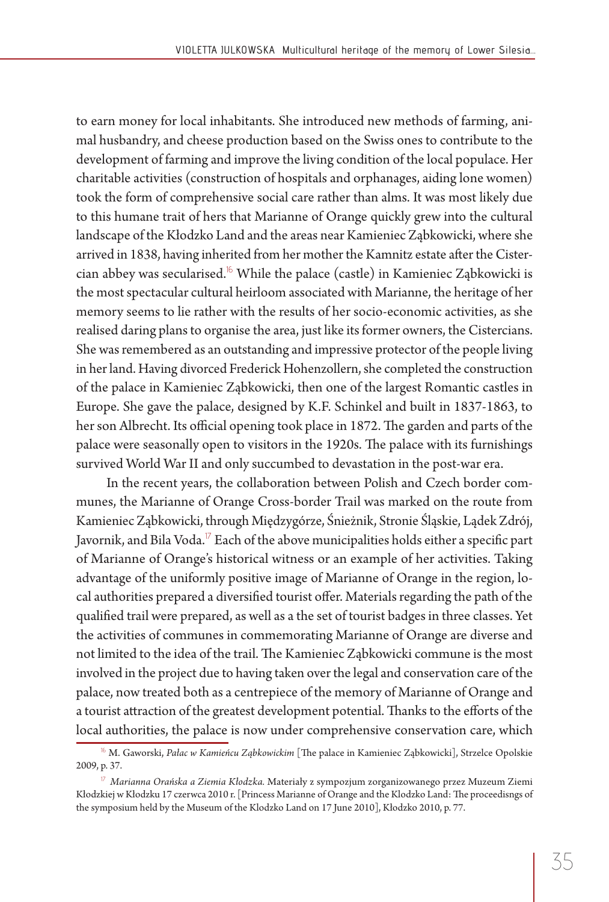to earn money for local inhabitants. She introduced new methods of farming, animal husbandry, and cheese production based on the Swiss ones to contribute to the development of farming and improve the living condition of the local populace. Her charitable activities (construction of hospitals and orphanages, aiding lone women) took the form of comprehensive social care rather than alms. It was most likely due to this humane trait of hers that Marianne of Orange quickly grew into the cultural landscape of the Kłodzko Land and the areas near Kamieniec Ząbkowicki, where she arrived in 1838, having inherited from her mother the Kamnitz estate after the Cistercian abbey was secularised.[16] While the palace (castle) in Kamieniec Ząbkowicki is the most spectacular cultural heirloom associated with Marianne, the heritage of her memory seems to lie rather with the results of her socio-economic activities, as she realised daring plans to organise the area, just like its former owners, the Cistercians. She was remembered as an outstanding and impressive protector of the people living in her land. Having divorced Frederick Hohenzollern, she completed the construction of the palace in Kamieniec Ząbkowicki, then one of the largest Romantic castles in Europe. She gave the palace, designed by K.F. Schinkel and built in 1837-1863, to her son Albrecht. Its official opening took place in 1872. The garden and parts of the palace were seasonally open to visitors in the 1920s. The palace with its furnishings survived World War II and only succumbed to devastation in the post-war era.

In the recent years, the collaboration between Polish and Czech border communes, the Marianne of Orange Cross-border Trail was marked on the route from Kamieniec Ząbkowicki, through Międzygórze, Śnieżnik, Stronie Śląskie, Lądek Zdrój, Javornik, and Bila Voda.[17] Each of the above municipalities holds either a specific part of Marianne of Orange's historical witness or an example of her activities. Taking advantage of the uniformly positive image of Marianne of Orange in the region, local authorities prepared a diversified tourist offer. Materials regarding the path of the qualified trail were prepared, as well as a the set of tourist badges in three classes. Yet the activities of communes in commemorating Marianne of Orange are diverse and not limited to the idea of the trail. The Kamieniec Ząbkowicki commune is the most involved in the project due to having taken over the legal and conservation care of the palace, now treated both as a centrepiece of the memory of Marianne of Orange and a tourist attraction of the greatest development potential. Thanks to the efforts of the local authorities, the palace is now under comprehensive conservation care, which

---

[16] M. Gaworski, *Pałac w Kamieńcu Ząbkowickim* [The palace in Kamieniec Ząbkowicki], Strzelce Opolskie 2009, p. 37.

[17] *Marianna Orańska a Ziemia Kłodzka.* Materiały z sympozjum zorganizowanego przez Muzeum Ziemi Kłodzkiej w Kłodzku 17 czerwca 2010 r. [Princess Marianne of Orange and the Klodzko Land: The proceedisngs of the symposium held by the Museum of the Klodzko Land on 17 June 2010], Kłodzko 2010, p. 77.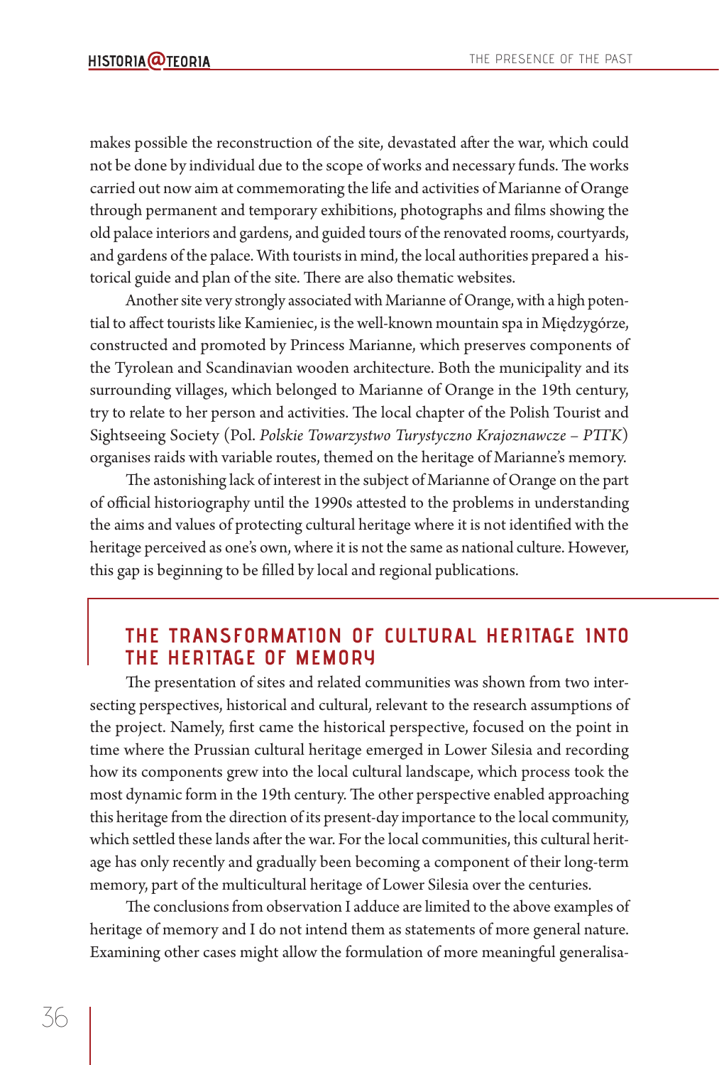makes possible the reconstruction of the site, devastated after the war, which could not be done by individual due to the scope of works and necessary funds. The works carried out now aim at commemorating the life and activities of Marianne of Orange through permanent and temporary exhibitions, photographs and films showing the old palace interiors and gardens, and guided tours of the renovated rooms, courtyards, and gardens of the palace. With tourists in mind, the local authorities prepared a historical guide and plan of the site. There are also thematic websites.

Another site very strongly associated with Marianne of Orange, with a high potential to affect tourists like Kamieniec, is the well-known mountain spa in Międzygórze, constructed and promoted by Princess Marianne, which preserves components of the Tyrolean and Scandinavian wooden architecture. Both the municipality and its surrounding villages, which belonged to Marianne of Orange in the 19th century, try to relate to her person and activities. The local chapter of the Polish Tourist and Sightseeing Society (Pol. *Polskie Towarzystwo Turystyczno Krajoznawcze – PTTK*) organises raids with variable routes, themed on the heritage of Marianne's memory.

The astonishing lack of interest in the subject of Marianne of Orange on the part of official historiography until the 1990s attested to the problems in understanding the aims and values of protecting cultural heritage where it is not identified with the heritage perceived as one's own, where it is not the same as national culture. However, this gap is beginning to be filled by local and regional publications.

## THE TRANSFORMATION OF CULTURAL HERITAGE INTO THE HERITAGE OF MEMORY

The presentation of sites and related communities was shown from two intersecting perspectives, historical and cultural, relevant to the research assumptions of the project. Namely, first came the historical perspective, focused on the point in time where the Prussian cultural heritage emerged in Lower Silesia and recording how its components grew into the local cultural landscape, which process took the most dynamic form in the 19th century. The other perspective enabled approaching this heritage from the direction of its present-day importance to the local community, which settled these lands after the war. For the local communities, this cultural heritage has only recently and gradually been becoming a component of their long-term memory, part of the multicultural heritage of Lower Silesia over the centuries.

The conclusions from observation I adduce are limited to the above examples of heritage of memory and I do not intend them as statements of more general nature. Examining other cases might allow the formulation of more meaningful generalisa-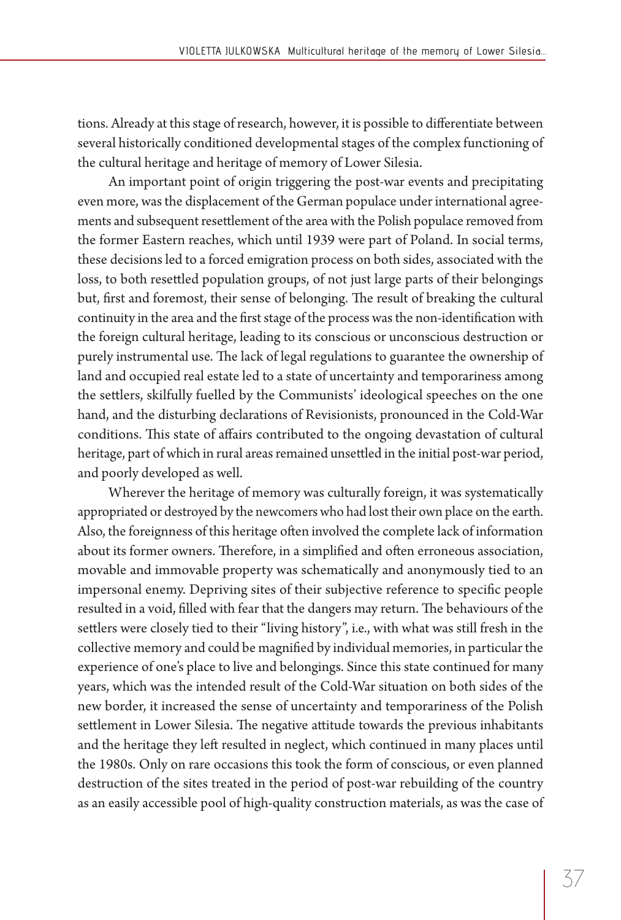tions. Already at this stage of research, however, it is possible to differentiate between several historically conditioned developmental stages of the complex functioning of the cultural heritage and heritage of memory of Lower Silesia.

An important point of origin triggering the post-war events and precipitating even more, was the displacement of the German populace under international agreements and subsequent resettlement of the area with the Polish populace removed from the former Eastern reaches, which until 1939 were part of Poland. In social terms, these decisions led to a forced emigration process on both sides, associated with the loss, to both resettled population groups, of not just large parts of their belongings but, first and foremost, their sense of belonging. The result of breaking the cultural continuity in the area and the first stage of the process was the non-identification with the foreign cultural heritage, leading to its conscious or unconscious destruction or purely instrumental use. The lack of legal regulations to guarantee the ownership of land and occupied real estate led to a state of uncertainty and temporariness among the settlers, skilfully fuelled by the Communists' ideological speeches on the one hand, and the disturbing declarations of Revisionists, pronounced in the Cold-War conditions. This state of affairs contributed to the ongoing devastation of cultural heritage, part of which in rural areas remained unsettled in the initial post-war period, and poorly developed as well.

Wherever the heritage of memory was culturally foreign, it was systematically appropriated or destroyed by the newcomers who had lost their own place on the earth. Also, the foreignness of this heritage often involved the complete lack of information about its former owners. Therefore, in a simplified and often erroneous association, movable and immovable property was schematically and anonymously tied to an impersonal enemy. Depriving sites of their subjective reference to specific people resulted in a void, filled with fear that the dangers may return. The behaviours of the settlers were closely tied to their "living history", i.e., with what was still fresh in the collective memory and could be magnified by individual memories, in particular the experience of one's place to live and belongings. Since this state continued for many years, which was the intended result of the Cold-War situation on both sides of the new border, it increased the sense of uncertainty and temporariness of the Polish settlement in Lower Silesia. The negative attitude towards the previous inhabitants and the heritage they left resulted in neglect, which continued in many places until the 1980s. Only on rare occasions this took the form of conscious, or even planned destruction of the sites treated in the period of post-war rebuilding of the country as an easily accessible pool of high-quality construction materials, as was the case of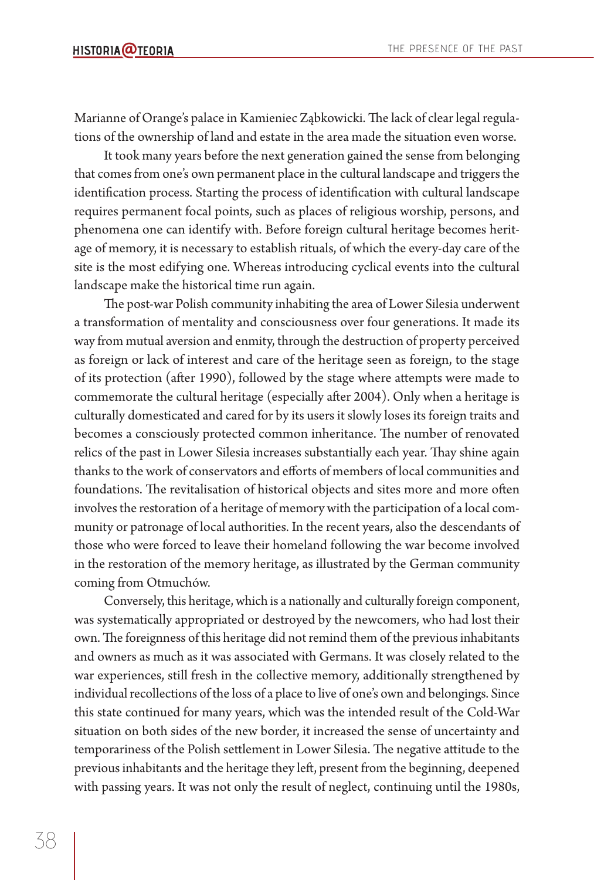Marianne of Orange's palace in Kamieniec Ząbkowicki. The lack of clear legal regulations of the ownership of land and estate in the area made the situation even worse.

It took many years before the next generation gained the sense from belonging that comes from one's own permanent place in the cultural landscape and triggers the identification process. Starting the process of identification with cultural landscape requires permanent focal points, such as places of religious worship, persons, and phenomena one can identify with. Before foreign cultural heritage becomes heritage of memory, it is necessary to establish rituals, of which the every-day care of the site is the most edifying one. Whereas introducing cyclical events into the cultural landscape make the historical time run again.

The post-war Polish community inhabiting the area of Lower Silesia underwent a transformation of mentality and consciousness over four generations. It made its way from mutual aversion and enmity, through the destruction of property perceived as foreign or lack of interest and care of the heritage seen as foreign, to the stage of its protection (after 1990), followed by the stage where attempts were made to commemorate the cultural heritage (especially after 2004). Only when a heritage is culturally domesticated and cared for by its users it slowly loses its foreign traits and becomes a consciously protected common inheritance. The number of renovated relics of the past in Lower Silesia increases substantially each year. Thay shine again thanks to the work of conservators and efforts of members of local communities and foundations. The revitalisation of historical objects and sites more and more often involves the restoration of a heritage of memory with the participation of a local community or patronage of local authorities. In the recent years, also the descendants of those who were forced to leave their homeland following the war become involved in the restoration of the memory heritage, as illustrated by the German community coming from Otmuchów.

Conversely, this heritage, which is a nationally and culturally foreign component, was systematically appropriated or destroyed by the newcomers, who had lost their own. The foreignness of this heritage did not remind them of the previous inhabitants and owners as much as it was associated with Germans. It was closely related to the war experiences, still fresh in the collective memory, additionally strengthened by individual recollections of the loss of a place to live of one's own and belongings. Since this state continued for many years, which was the intended result of the Cold-War situation on both sides of the new border, it increased the sense of uncertainty and temporariness of the Polish settlement in Lower Silesia. The negative attitude to the previous inhabitants and the heritage they left, present from the beginning, deepened with passing years. It was not only the result of neglect, continuing until the 1980s,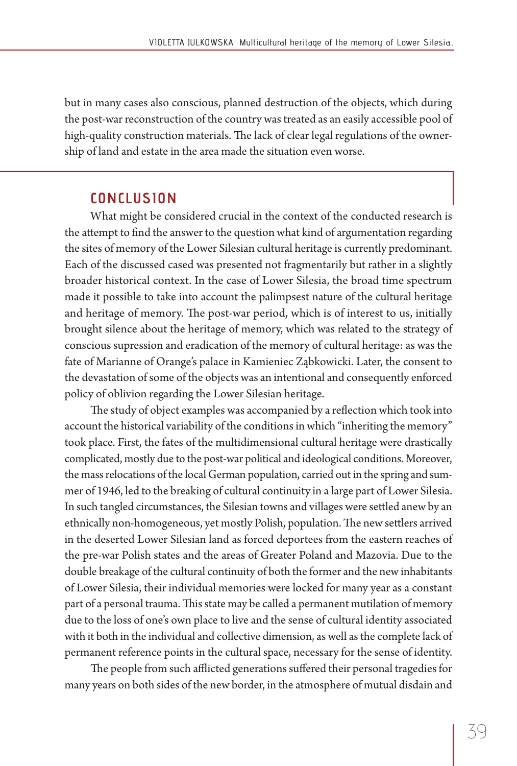but in many cases also conscious, planned destruction of the objects, which during the post-war reconstruction of the country was treated as an easily accessible pool of high-quality construction materials. The lack of clear legal regulations of the ownership of land and estate in the area made the situation even worse.

## CONCLUSION

What might be considered crucial in the context of the conducted research is the attempt to find the answer to the question what kind of argumentation regarding the sites of memory of the Lower Silesian cultural heritage is currently predominant. Each of the discussed cased was presented not fragmentarily but rather in a slightly broader historical context. In the case of Lower Silesia, the broad time spectrum made it possible to take into account the palimpsest nature of the cultural heritage and heritage of memory. The post-war period, which is of interest to us, initially brought silence about the heritage of memory, which was related to the strategy of conscious supression and eradication of the memory of cultural heritage: as was the fate of Marianne of Orange's palace in Kamieniec Ząbkowicki. Later, the consent to the devastation of some of the objects was an intentional and consequently enforced policy of oblivion regarding the Lower Silesian heritage.

The study of object examples was accompanied by a reflection which took into account the historical variability of the conditions in which "inheriting the memory" took place. First, the fates of the multidimensional cultural heritage were drastically complicated, mostly due to the post-war political and ideological conditions. Moreover, the mass relocations of the local German population, carried out in the spring and summer of 1946, led to the breaking of cultural continuity in a large part of Lower Silesia. In such tangled circumstances, the Silesian towns and villages were settled anew by an ethnically non-homogeneous, yet mostly Polish, population. The new settlers arrived in the deserted Lower Silesian land as forced deportees from the eastern reaches of the pre-war Polish states and the areas of Greater Poland and Mazovia. Due to the double breakage of the cultural continuity of both the former and the new inhabitants of Lower Silesia, their individual memories were locked for many year as a constant part of a personal trauma. This state may be called a permanent mutilation of memory due to the loss of one's own place to live and the sense of cultural identity associated with it both in the individual and collective dimension, as well as the complete lack of permanent reference points in the cultural space, necessary for the sense of identity.

The people from such afflicted generations suffered their personal tragedies for many years on both sides of the new border, in the atmosphere of mutual disdain and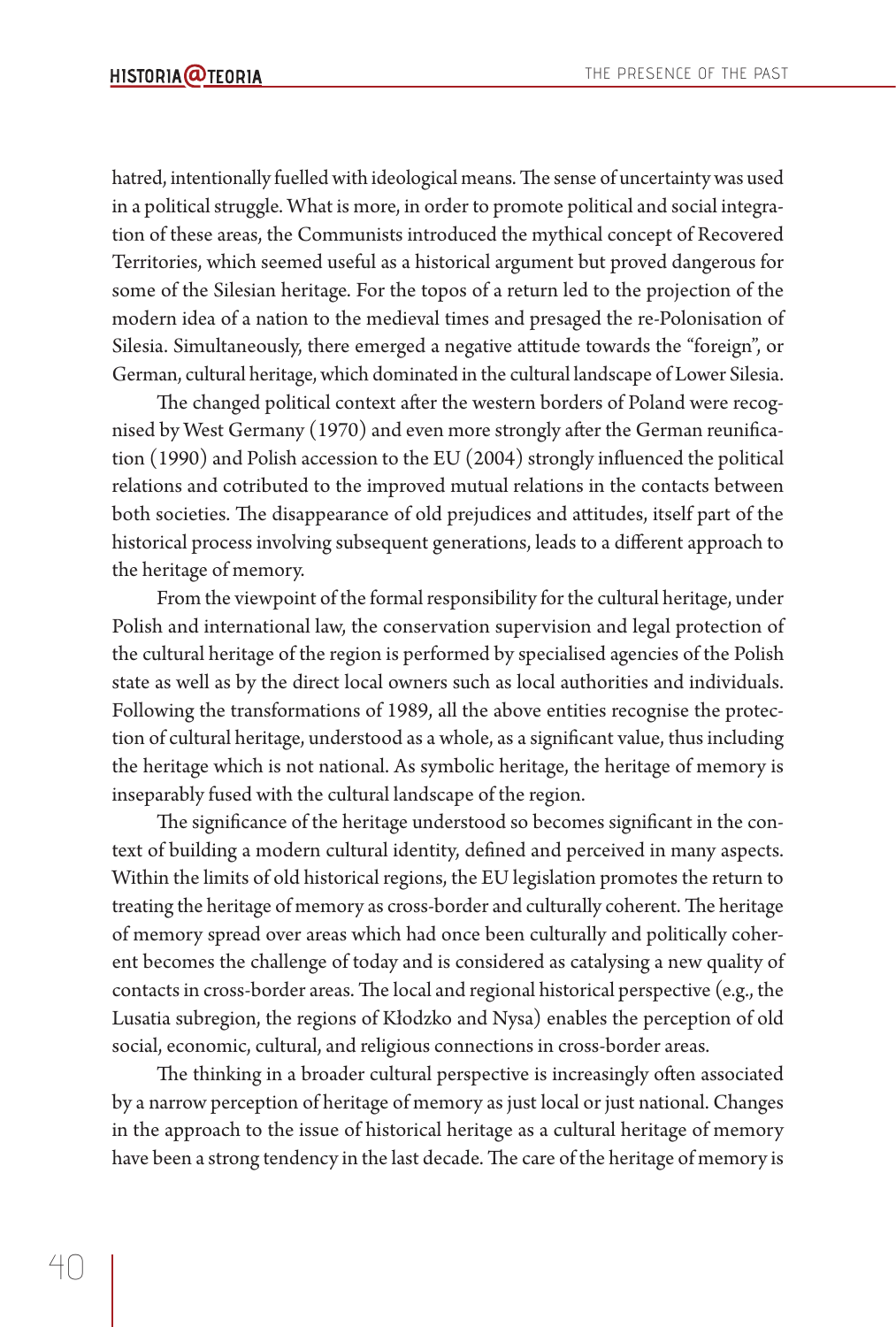hatred, intentionally fuelled with ideological means. The sense of uncertainty was used in a political struggle. What is more, in order to promote political and social integration of these areas, the Communists introduced the mythical concept of Recovered Territories, which seemed useful as a historical argument but proved dangerous for some of the Silesian heritage. For the topos of a return led to the projection of the modern idea of a nation to the medieval times and presaged the re-Polonisation of Silesia. Simultaneously, there emerged a negative attitude towards the "foreign", or German, cultural heritage, which dominated in the cultural landscape of Lower Silesia.

The changed political context after the western borders of Poland were recognised by West Germany (1970) and even more strongly after the German reunification (1990) and Polish accession to the EU (2004) strongly influenced the political relations and cotributed to the improved mutual relations in the contacts between both societies. The disappearance of old prejudices and attitudes, itself part of the historical process involving subsequent generations, leads to a different approach to the heritage of memory.

From the viewpoint of the formal responsibility for the cultural heritage, under Polish and international law, the conservation supervision and legal protection of the cultural heritage of the region is performed by specialised agencies of the Polish state as well as by the direct local owners such as local authorities and individuals. Following the transformations of 1989, all the above entities recognise the protection of cultural heritage, understood as a whole, as a significant value, thus including the heritage which is not national. As symbolic heritage, the heritage of memory is inseparably fused with the cultural landscape of the region.

The significance of the heritage understood so becomes significant in the context of building a modern cultural identity, defined and perceived in many aspects. Within the limits of old historical regions, the EU legislation promotes the return to treating the heritage of memory as cross-border and culturally coherent. The heritage of memory spread over areas which had once been culturally and politically coherent becomes the challenge of today and is considered as catalysing a new quality of contacts in cross-border areas. The local and regional historical perspective (e.g., the Lusatia subregion, the regions of Kłodzko and Nysa) enables the perception of old social, economic, cultural, and religious connections in cross-border areas.

The thinking in a broader cultural perspective is increasingly often associated by a narrow perception of heritage of memory as just local or just national. Changes in the approach to the issue of historical heritage as a cultural heritage of memory have been a strong tendency in the last decade. The care of the heritage of memory is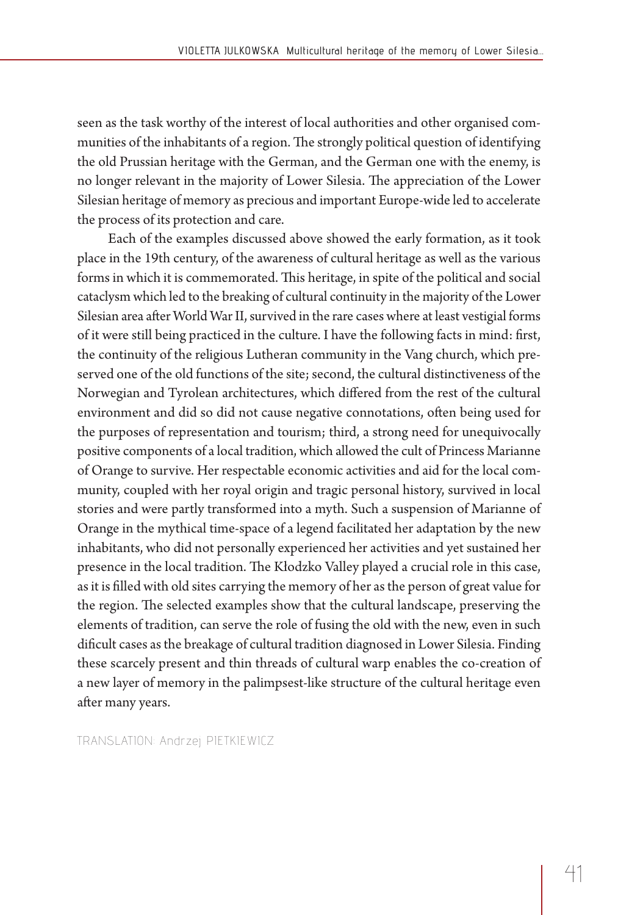seen as the task worthy of the interest of local authorities and other organised communities of the inhabitants of a region. The strongly political question of identifying the old Prussian heritage with the German, and the German one with the enemy, is no longer relevant in the majority of Lower Silesia. The appreciation of the Lower Silesian heritage of memory as precious and important Europe-wide led to accelerate the process of its protection and care.

Each of the examples discussed above showed the early formation, as it took place in the 19th century, of the awareness of cultural heritage as well as the various forms in which it is commemorated. This heritage, in spite of the political and social cataclysm which led to the breaking of cultural continuity in the majority of the Lower Silesian area after World War II, survived in the rare cases where at least vestigial forms of it were still being practiced in the culture. I have the following facts in mind: first, the continuity of the religious Lutheran community in the Vang church, which preserved one of the old functions of the site; second, the cultural distinctiveness of the Norwegian and Tyrolean architectures, which differed from the rest of the cultural environment and did so did not cause negative connotations, often being used for the purposes of representation and tourism; third, a strong need for unequivocally positive components of a local tradition, which allowed the cult of Princess Marianne of Orange to survive. Her respectable economic activities and aid for the local community, coupled with her royal origin and tragic personal history, survived in local stories and were partly transformed into a myth. Such a suspension of Marianne of Orange in the mythical time-space of a legend facilitated her adaptation by the new inhabitants, who did not personally experienced her activities and yet sustained her presence in the local tradition. The Kłodzko Valley played a crucial role in this case, as it is filled with old sites carrying the memory of her as the person of great value for the region. The selected examples show that the cultural landscape, preserving the elements of tradition, can serve the role of fusing the old with the new, even in such dificult cases as the breakage of cultural tradition diagnosed in Lower Silesia. Finding these scarcely present and thin threads of cultural warp enables the co-creation of a new layer of memory in the palimpsest-like structure of the cultural heritage even after many years.

TRANSLATION: Andrzej PIETKIEWICZ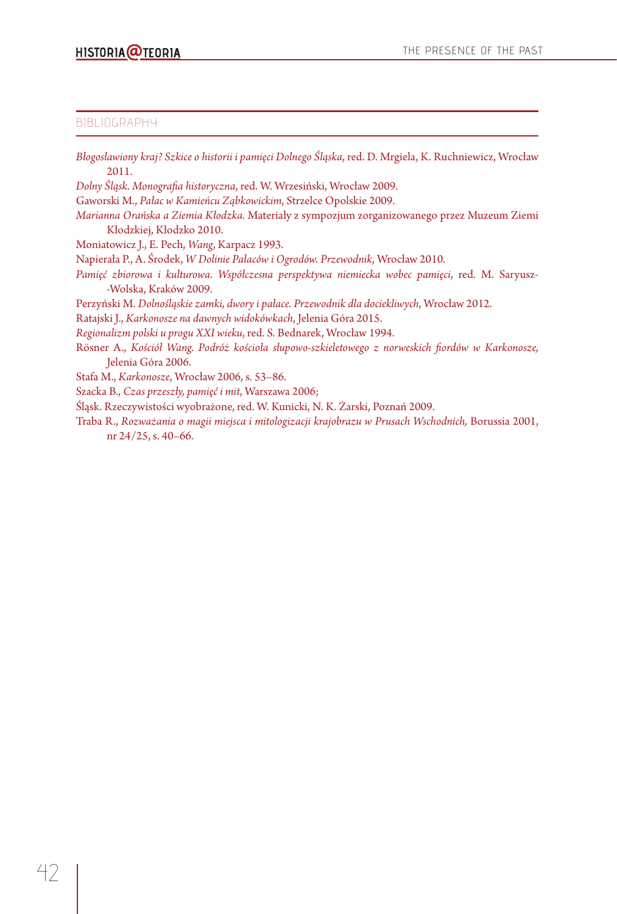## BIBLIOGRAPHY

*Błogosławiony kraj? Szkice o historii i pamięci Dolnego Śląska*, red. D. Mrgiela, K. Ruchniewicz, Wrocław 2011.

*Dolny Śląsk. Monografia historyczna*, red. W. Wrzesiński, Wrocław 2009.

Gaworski M., *Pałac w Kamieńcu Ząbkowickim*, Strzelce Opolskie 2009.

*Marianna Orańska a Ziemia Kłodzka.* Materiały z sympozjum zorganizowanego przez Muzeum Ziemi Kłodzkiej, Kłodzko 2010.

Moniatowicz J., E. Pech, *Wang*, Karpacz 1993.

Napierała P., A. Środek, *W Dolinie Pałaców i Ogrodów. Przewodnik*, Wrocław 2010.

*Pamięć zbiorowa i kulturowa*. *Współczesna perspektywa niemiecka wobec pamięci*, red. M. Saryusz-Wolska, Kraków 2009.

Perzyński M. *Dolnośląskie zamki, dwory i pałace. Przewodnik dla dociekliwych*, Wrocław 2012.

Ratajski J., *Karkonosze na dawnych widokówkach*, Jelenia Góra 2015.

*Regionalizm polski u progu XXI wieku*, red. S. Bednarek, Wrocław 1994.

Rösner A., *Kościół Wang. Podróż kościoła słupowo-szkieletowego z norweskich fiordów w Karkonosze,* Jelenia Góra 2006.

Stafa M., *Karkonosze*, Wrocław 2006, s. 53–86.

Szacka B., *Czas przeszły, pamięć i mit*, Warszawa 2006;

Śląsk. Rzeczywistości wyobrażone, red. W. Kunicki, N. K. Żarski, Poznań 2009.

Traba R., *Rozważania o magii miejsca i mitologizacji krajobrazu w Prusach Wschodnich,* Borussia 2001, nr 24/25, s. 40–66.